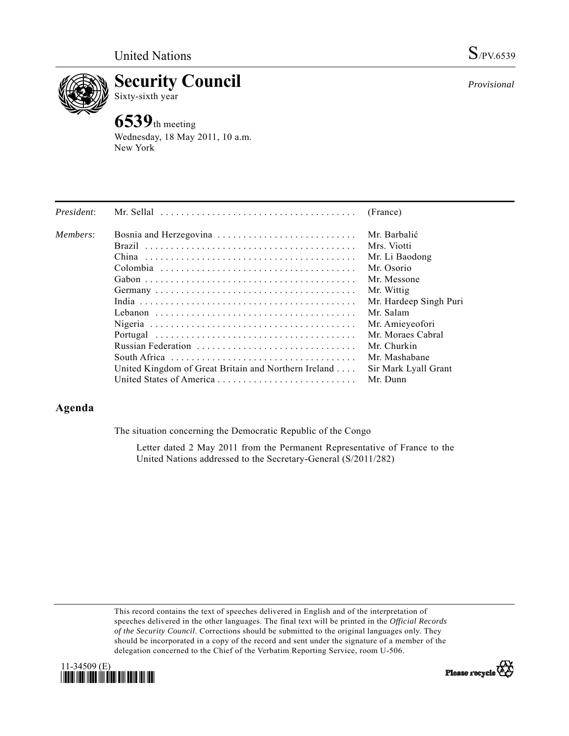United Nations

S/PV.6539

# Security Council

Sixty-sixth year

*Provisional*

## 6539th meeting

Wednesday, 18 May 2011, 10 a.m.
New York

| | | |
|---|---|---|
| *President*: | Mr. Sellal | (France) |
| *Members*: | Bosnia and Herzegovina | Mr. Barbalić |
| | Brazil | Mrs. Viotti |
| | China | Mr. Li Baodong |
| | Colombia | Mr. Osorio |
| | Gabon | Mr. Messone |
| | Germany | Mr. Wittig |
| | India | Mr. Hardeep Singh Puri |
| | Lebanon | Mr. Salam |
| | Nigeria | Mr. Amieyeofori |
| | Portugal | Mr. Moraes Cabral |
| | Russian Federation | Mr. Churkin |
| | South Africa | Mr. Mashabane |
| | United Kingdom of Great Britain and Northern Ireland | Sir Mark Lyall Grant |
| | United States of America | Mr. Dunn |

## Agenda

The situation concerning the Democratic Republic of the Congo

Letter dated 2 May 2011 from the Permanent Representative of France to the United Nations addressed to the Secretary-General (S/2011/282)

This record contains the text of speeches delivered in English and of the interpretation of speeches delivered in the other languages. The final text will be printed in the *Official Records of the Security Council*. Corrections should be submitted to the original languages only. They should be incorporated in a copy of the record and sent under the signature of a member of the delegation concerned to the Chief of the Verbatim Reporting Service, room U-506.

11-34509 (E)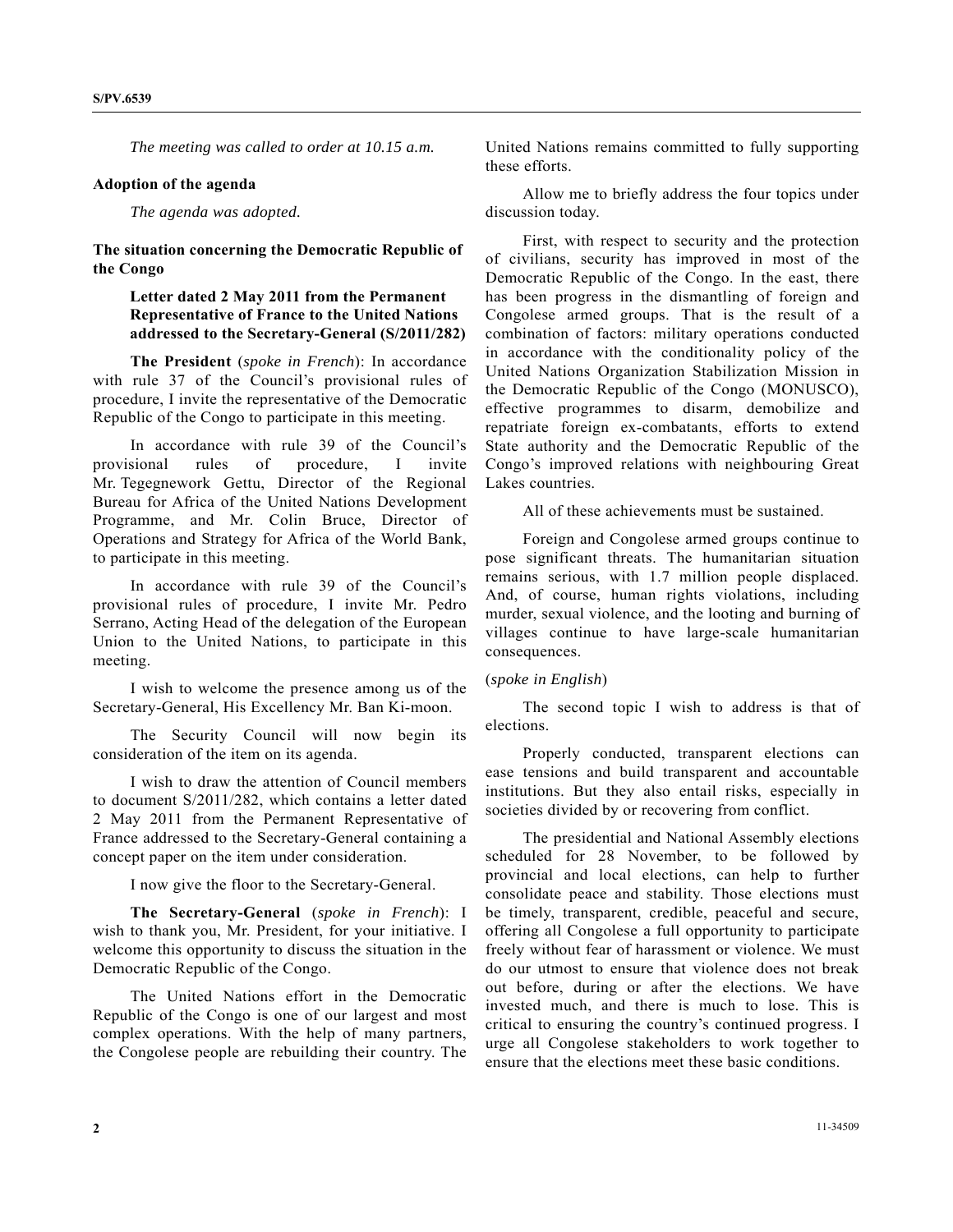*The meeting was called to order at 10.15 a.m.*

**Adoption of the agenda**

*The agenda was adopted.*

**The situation concerning the Democratic Republic of the Congo**

**Letter dated 2 May 2011 from the Permanent Representative of France to the United Nations addressed to the Secretary-General (S/2011/282)**

**The President** (*spoke in French*): In accordance with rule 37 of the Council's provisional rules of procedure, I invite the representative of the Democratic Republic of the Congo to participate in this meeting.

In accordance with rule 39 of the Council's provisional rules of procedure, I invite Mr. Tegegnework Gettu, Director of the Regional Bureau for Africa of the United Nations Development Programme, and Mr. Colin Bruce, Director of Operations and Strategy for Africa of the World Bank, to participate in this meeting.

In accordance with rule 39 of the Council's provisional rules of procedure, I invite Mr. Pedro Serrano, Acting Head of the delegation of the European Union to the United Nations, to participate in this meeting.

I wish to welcome the presence among us of the Secretary-General, His Excellency Mr. Ban Ki-moon.

The Security Council will now begin its consideration of the item on its agenda.

I wish to draw the attention of Council members to document S/2011/282, which contains a letter dated 2 May 2011 from the Permanent Representative of France addressed to the Secretary-General containing a concept paper on the item under consideration.

I now give the floor to the Secretary-General.

**The Secretary-General** (*spoke in French*): I wish to thank you, Mr. President, for your initiative. I welcome this opportunity to discuss the situation in the Democratic Republic of the Congo.

The United Nations effort in the Democratic Republic of the Congo is one of our largest and most complex operations. With the help of many partners, the Congolese people are rebuilding their country. The United Nations remains committed to fully supporting these efforts.

Allow me to briefly address the four topics under discussion today.

First, with respect to security and the protection of civilians, security has improved in most of the Democratic Republic of the Congo. In the east, there has been progress in the dismantling of foreign and Congolese armed groups. That is the result of a combination of factors: military operations conducted in accordance with the conditionality policy of the United Nations Organization Stabilization Mission in the Democratic Republic of the Congo (MONUSCO), effective programmes to disarm, demobilize and repatriate foreign ex-combatants, efforts to extend State authority and the Democratic Republic of the Congo's improved relations with neighbouring Great Lakes countries.

All of these achievements must be sustained.

Foreign and Congolese armed groups continue to pose significant threats. The humanitarian situation remains serious, with 1.7 million people displaced. And, of course, human rights violations, including murder, sexual violence, and the looting and burning of villages continue to have large-scale humanitarian consequences.

(*spoke in English*)

The second topic I wish to address is that of elections.

Properly conducted, transparent elections can ease tensions and build transparent and accountable institutions. But they also entail risks, especially in societies divided by or recovering from conflict.

The presidential and National Assembly elections scheduled for 28 November, to be followed by provincial and local elections, can help to further consolidate peace and stability. Those elections must be timely, transparent, credible, peaceful and secure, offering all Congolese a full opportunity to participate freely without fear of harassment or violence. We must do our utmost to ensure that violence does not break out before, during or after the elections. We have invested much, and there is much to lose. This is critical to ensuring the country's continued progress. I urge all Congolese stakeholders to work together to ensure that the elections meet these basic conditions.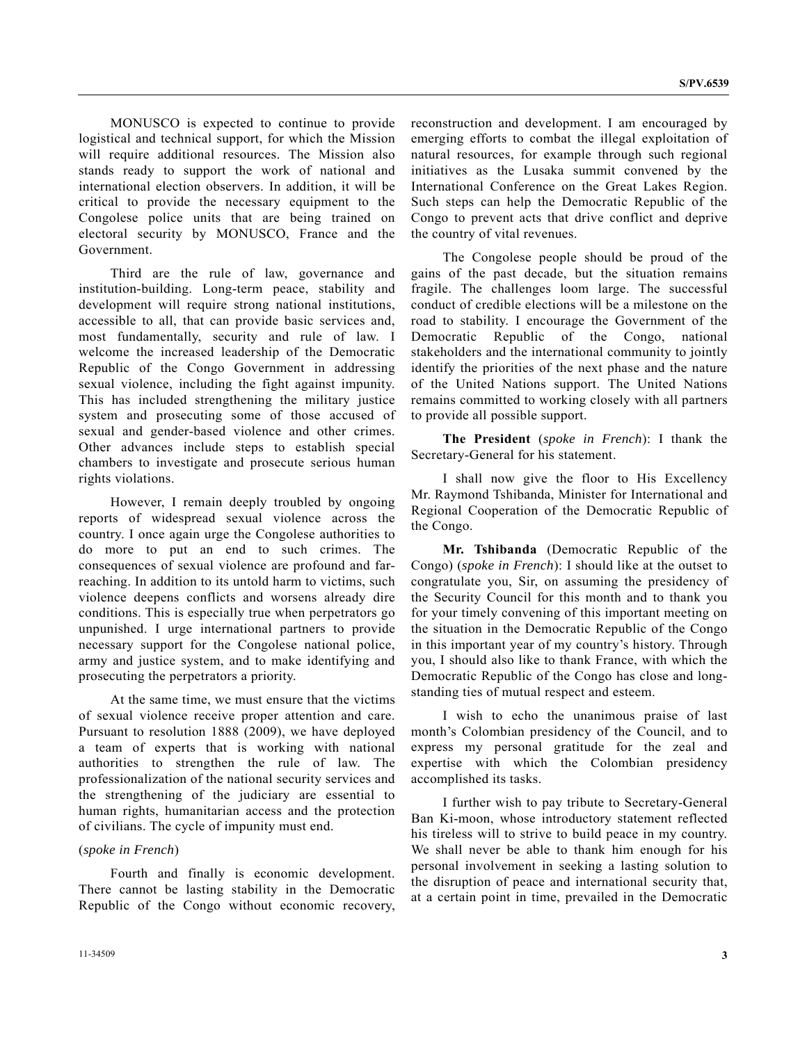MONUSCO is expected to continue to provide logistical and technical support, for which the Mission will require additional resources. The Mission also stands ready to support the work of national and international election observers. In addition, it will be critical to provide the necessary equipment to the Congolese police units that are being trained on electoral security by MONUSCO, France and the Government.

Third are the rule of law, governance and institution-building. Long-term peace, stability and development will require strong national institutions, accessible to all, that can provide basic services and, most fundamentally, security and rule of law. I welcome the increased leadership of the Democratic Republic of the Congo Government in addressing sexual violence, including the fight against impunity. This has included strengthening the military justice system and prosecuting some of those accused of sexual and gender-based violence and other crimes. Other advances include steps to establish special chambers to investigate and prosecute serious human rights violations.

However, I remain deeply troubled by ongoing reports of widespread sexual violence across the country. I once again urge the Congolese authorities to do more to put an end to such crimes. The consequences of sexual violence are profound and far-reaching. In addition to its untold harm to victims, such violence deepens conflicts and worsens already dire conditions. This is especially true when perpetrators go unpunished. I urge international partners to provide necessary support for the Congolese national police, army and justice system, and to make identifying and prosecuting the perpetrators a priority.

At the same time, we must ensure that the victims of sexual violence receive proper attention and care. Pursuant to resolution 1888 (2009), we have deployed a team of experts that is working with national authorities to strengthen the rule of law. The professionalization of the national security services and the strengthening of the judiciary are essential to human rights, humanitarian access and the protection of civilians. The cycle of impunity must end.

(*spoke in French*)

Fourth and finally is economic development. There cannot be lasting stability in the Democratic Republic of the Congo without economic recovery, reconstruction and development. I am encouraged by emerging efforts to combat the illegal exploitation of natural resources, for example through such regional initiatives as the Lusaka summit convened by the International Conference on the Great Lakes Region. Such steps can help the Democratic Republic of the Congo to prevent acts that drive conflict and deprive the country of vital revenues.

The Congolese people should be proud of the gains of the past decade, but the situation remains fragile. The challenges loom large. The successful conduct of credible elections will be a milestone on the road to stability. I encourage the Government of the Democratic Republic of the Congo, national stakeholders and the international community to jointly identify the priorities of the next phase and the nature of the United Nations support. The United Nations remains committed to working closely with all partners to provide all possible support.

**The President** (*spoke in French*): I thank the Secretary-General for his statement.

I shall now give the floor to His Excellency Mr. Raymond Tshibanda, Minister for International and Regional Cooperation of the Democratic Republic of the Congo.

**Mr. Tshibanda** (Democratic Republic of the Congo) (*spoke in French*): I should like at the outset to congratulate you, Sir, on assuming the presidency of the Security Council for this month and to thank you for your timely convening of this important meeting on the situation in the Democratic Republic of the Congo in this important year of my country's history. Through you, I should also like to thank France, with which the Democratic Republic of the Congo has close and long-standing ties of mutual respect and esteem.

I wish to echo the unanimous praise of last month's Colombian presidency of the Council, and to express my personal gratitude for the zeal and expertise with which the Colombian presidency accomplished its tasks.

I further wish to pay tribute to Secretary-General Ban Ki-moon, whose introductory statement reflected his tireless will to strive to build peace in my country. We shall never be able to thank him enough for his personal involvement in seeking a lasting solution to the disruption of peace and international security that, at a certain point in time, prevailed in the Democratic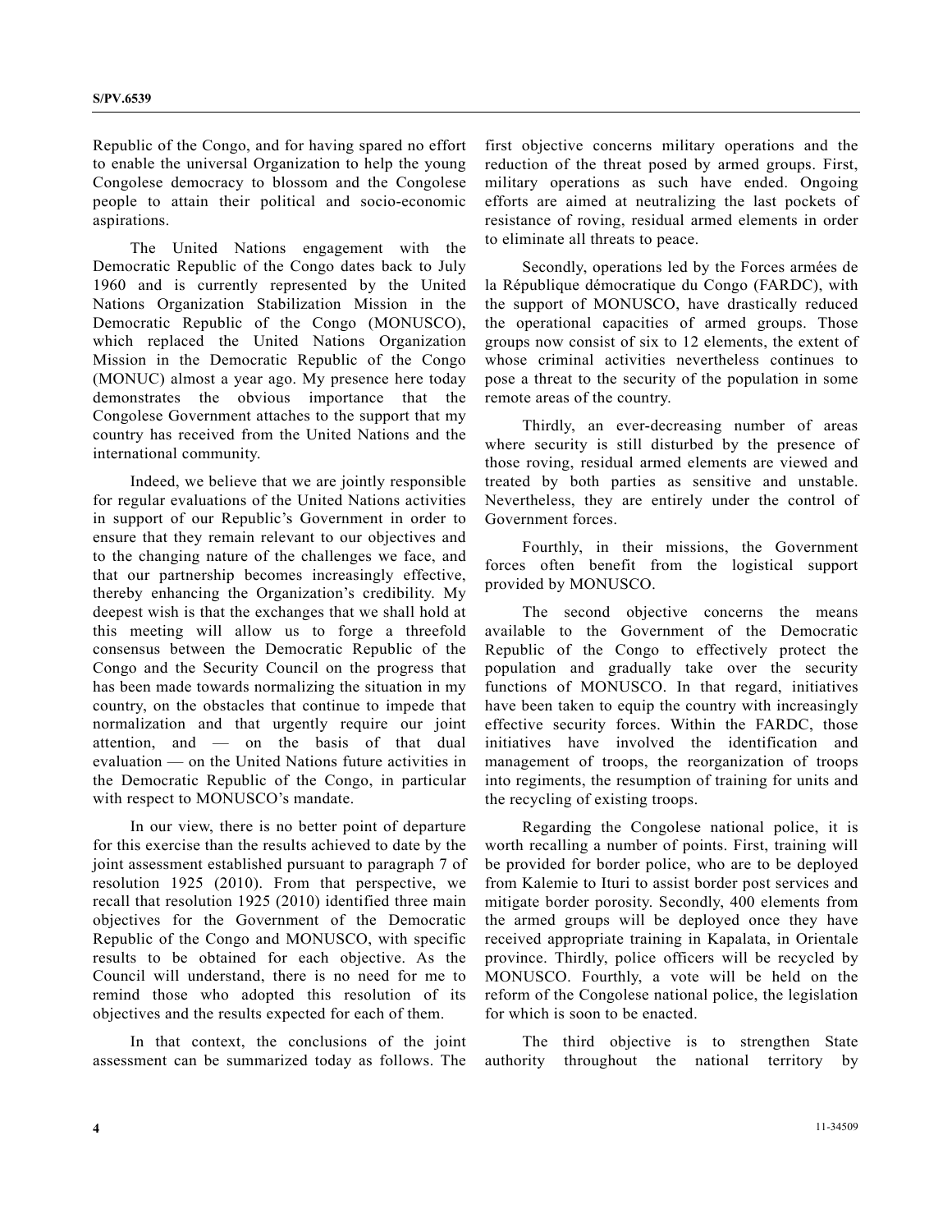Republic of the Congo, and for having spared no effort to enable the universal Organization to help the young Congolese democracy to blossom and the Congolese people to attain their political and socio-economic aspirations.

The United Nations engagement with the Democratic Republic of the Congo dates back to July 1960 and is currently represented by the United Nations Organization Stabilization Mission in the Democratic Republic of the Congo (MONUSCO), which replaced the United Nations Organization Mission in the Democratic Republic of the Congo (MONUC) almost a year ago. My presence here today demonstrates the obvious importance that the Congolese Government attaches to the support that my country has received from the United Nations and the international community.

Indeed, we believe that we are jointly responsible for regular evaluations of the United Nations activities in support of our Republic's Government in order to ensure that they remain relevant to our objectives and to the changing nature of the challenges we face, and that our partnership becomes increasingly effective, thereby enhancing the Organization's credibility. My deepest wish is that the exchanges that we shall hold at this meeting will allow us to forge a threefold consensus between the Democratic Republic of the Congo and the Security Council on the progress that has been made towards normalizing the situation in my country, on the obstacles that continue to impede that normalization and that urgently require our joint attention, and — on the basis of that dual evaluation — on the United Nations future activities in the Democratic Republic of the Congo, in particular with respect to MONUSCO's mandate.

In our view, there is no better point of departure for this exercise than the results achieved to date by the joint assessment established pursuant to paragraph 7 of resolution 1925 (2010). From that perspective, we recall that resolution 1925 (2010) identified three main objectives for the Government of the Democratic Republic of the Congo and MONUSCO, with specific results to be obtained for each objective. As the Council will understand, there is no need for me to remind those who adopted this resolution of its objectives and the results expected for each of them.

In that context, the conclusions of the joint assessment can be summarized today as follows. The first objective concerns military operations and the reduction of the threat posed by armed groups. First, military operations as such have ended. Ongoing efforts are aimed at neutralizing the last pockets of resistance of roving, residual armed elements in order to eliminate all threats to peace.

Secondly, operations led by the Forces armées de la République démocratique du Congo (FARDC), with the support of MONUSCO, have drastically reduced the operational capacities of armed groups. Those groups now consist of six to 12 elements, the extent of whose criminal activities nevertheless continues to pose a threat to the security of the population in some remote areas of the country.

Thirdly, an ever-decreasing number of areas where security is still disturbed by the presence of those roving, residual armed elements are viewed and treated by both parties as sensitive and unstable. Nevertheless, they are entirely under the control of Government forces.

Fourthly, in their missions, the Government forces often benefit from the logistical support provided by MONUSCO.

The second objective concerns the means available to the Government of the Democratic Republic of the Congo to effectively protect the population and gradually take over the security functions of MONUSCO. In that regard, initiatives have been taken to equip the country with increasingly effective security forces. Within the FARDC, those initiatives have involved the identification and management of troops, the reorganization of troops into regiments, the resumption of training for units and the recycling of existing troops.

Regarding the Congolese national police, it is worth recalling a number of points. First, training will be provided for border police, who are to be deployed from Kalemie to Ituri to assist border post services and mitigate border porosity. Secondly, 400 elements from the armed groups will be deployed once they have received appropriate training in Kapalata, in Orientale province. Thirdly, police officers will be recycled by MONUSCO. Fourthly, a vote will be held on the reform of the Congolese national police, the legislation for which is soon to be enacted.

The third objective is to strengthen State authority throughout the national territory by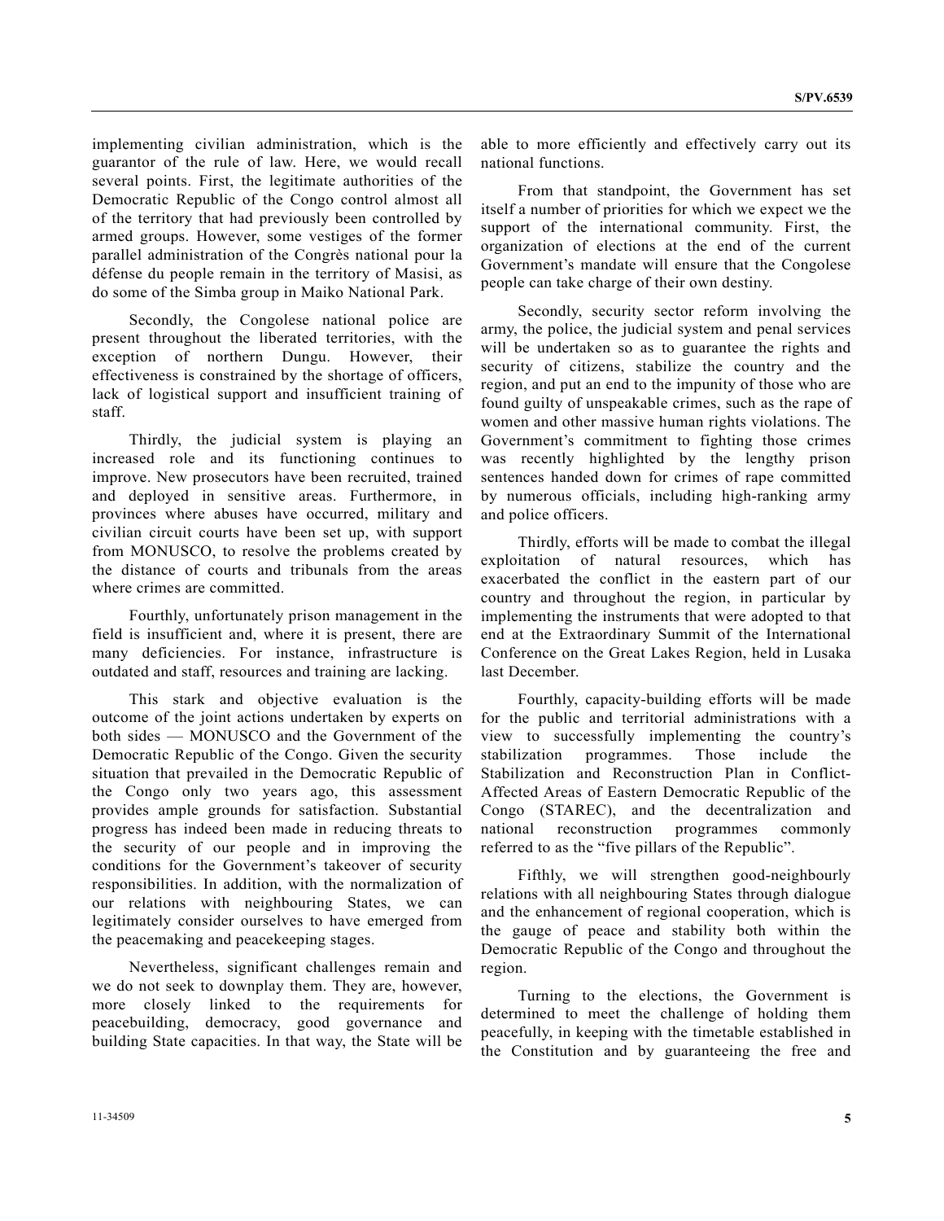implementing civilian administration, which is the guarantor of the rule of law. Here, we would recall several points. First, the legitimate authorities of the Democratic Republic of the Congo control almost all of the territory that had previously been controlled by armed groups. However, some vestiges of the former parallel administration of the Congrès national pour la défense du people remain in the territory of Masisi, as do some of the Simba group in Maiko National Park.

Secondly, the Congolese national police are present throughout the liberated territories, with the exception of northern Dungu. However, their effectiveness is constrained by the shortage of officers, lack of logistical support and insufficient training of staff.

Thirdly, the judicial system is playing an increased role and its functioning continues to improve. New prosecutors have been recruited, trained and deployed in sensitive areas. Furthermore, in provinces where abuses have occurred, military and civilian circuit courts have been set up, with support from MONUSCO, to resolve the problems created by the distance of courts and tribunals from the areas where crimes are committed.

Fourthly, unfortunately prison management in the field is insufficient and, where it is present, there are many deficiencies. For instance, infrastructure is outdated and staff, resources and training are lacking.

This stark and objective evaluation is the outcome of the joint actions undertaken by experts on both sides — MONUSCO and the Government of the Democratic Republic of the Congo. Given the security situation that prevailed in the Democratic Republic of the Congo only two years ago, this assessment provides ample grounds for satisfaction. Substantial progress has indeed been made in reducing threats to the security of our people and in improving the conditions for the Government's takeover of security responsibilities. In addition, with the normalization of our relations with neighbouring States, we can legitimately consider ourselves to have emerged from the peacemaking and peacekeeping stages.

Nevertheless, significant challenges remain and we do not seek to downplay them. They are, however, more closely linked to the requirements for peacebuilding, democracy, good governance and building State capacities. In that way, the State will be able to more efficiently and effectively carry out its national functions.

From that standpoint, the Government has set itself a number of priorities for which we expect we the support of the international community. First, the organization of elections at the end of the current Government's mandate will ensure that the Congolese people can take charge of their own destiny.

Secondly, security sector reform involving the army, the police, the judicial system and penal services will be undertaken so as to guarantee the rights and security of citizens, stabilize the country and the region, and put an end to the impunity of those who are found guilty of unspeakable crimes, such as the rape of women and other massive human rights violations. The Government's commitment to fighting those crimes was recently highlighted by the lengthy prison sentences handed down for crimes of rape committed by numerous officials, including high-ranking army and police officers.

Thirdly, efforts will be made to combat the illegal exploitation of natural resources, which has exacerbated the conflict in the eastern part of our country and throughout the region, in particular by implementing the instruments that were adopted to that end at the Extraordinary Summit of the International Conference on the Great Lakes Region, held in Lusaka last December.

Fourthly, capacity-building efforts will be made for the public and territorial administrations with a view to successfully implementing the country's stabilization programmes. Those include the Stabilization and Reconstruction Plan in Conflict-Affected Areas of Eastern Democratic Republic of the Congo (STAREC), and the decentralization and national reconstruction programmes commonly referred to as the "five pillars of the Republic".

Fifthly, we will strengthen good-neighbourly relations with all neighbouring States through dialogue and the enhancement of regional cooperation, which is the gauge of peace and stability both within the Democratic Republic of the Congo and throughout the region.

Turning to the elections, the Government is determined to meet the challenge of holding them peacefully, in keeping with the timetable established in the Constitution and by guaranteeing the free and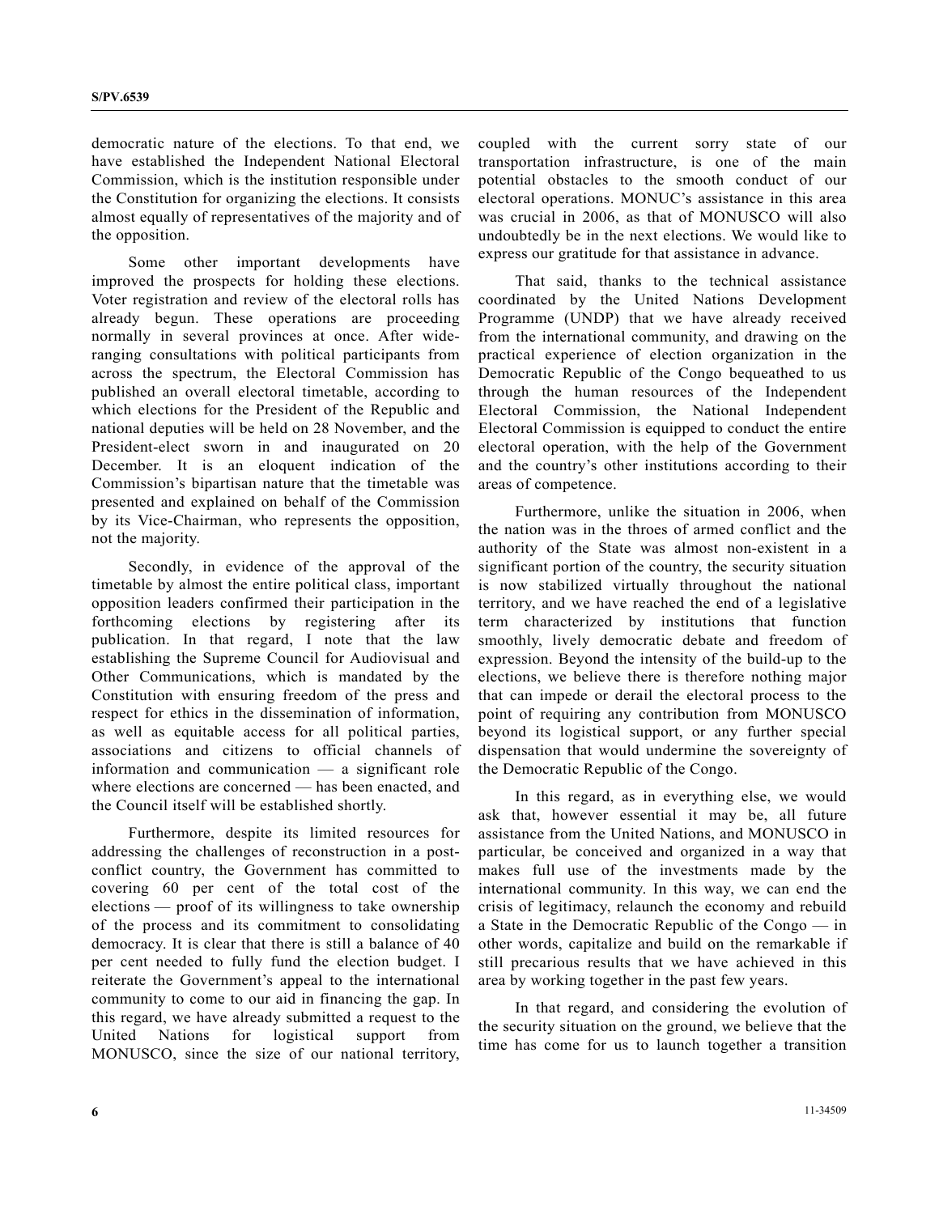democratic nature of the elections. To that end, we have established the Independent National Electoral Commission, which is the institution responsible under the Constitution for organizing the elections. It consists almost equally of representatives of the majority and of the opposition.

Some other important developments have improved the prospects for holding these elections. Voter registration and review of the electoral rolls has already begun. These operations are proceeding normally in several provinces at once. After wide-ranging consultations with political participants from across the spectrum, the Electoral Commission has published an overall electoral timetable, according to which elections for the President of the Republic and national deputies will be held on 28 November, and the President-elect sworn in and inaugurated on 20 December. It is an eloquent indication of the Commission's bipartisan nature that the timetable was presented and explained on behalf of the Commission by its Vice-Chairman, who represents the opposition, not the majority.

Secondly, in evidence of the approval of the timetable by almost the entire political class, important opposition leaders confirmed their participation in the forthcoming elections by registering after its publication. In that regard, I note that the law establishing the Supreme Council for Audiovisual and Other Communications, which is mandated by the Constitution with ensuring freedom of the press and respect for ethics in the dissemination of information, as well as equitable access for all political parties, associations and citizens to official channels of information and communication — a significant role where elections are concerned — has been enacted, and the Council itself will be established shortly.

Furthermore, despite its limited resources for addressing the challenges of reconstruction in a post-conflict country, the Government has committed to covering 60 per cent of the total cost of the elections — proof of its willingness to take ownership of the process and its commitment to consolidating democracy. It is clear that there is still a balance of 40 per cent needed to fully fund the election budget. I reiterate the Government's appeal to the international community to come to our aid in financing the gap. In this regard, we have already submitted a request to the United Nations for logistical support from MONUSCO, since the size of our national territory, coupled with the current sorry state of our transportation infrastructure, is one of the main potential obstacles to the smooth conduct of our electoral operations. MONUC's assistance in this area was crucial in 2006, as that of MONUSCO will also undoubtedly be in the next elections. We would like to express our gratitude for that assistance in advance.

That said, thanks to the technical assistance coordinated by the United Nations Development Programme (UNDP) that we have already received from the international community, and drawing on the practical experience of election organization in the Democratic Republic of the Congo bequeathed to us through the human resources of the Independent Electoral Commission, the National Independent Electoral Commission is equipped to conduct the entire electoral operation, with the help of the Government and the country's other institutions according to their areas of competence.

Furthermore, unlike the situation in 2006, when the nation was in the throes of armed conflict and the authority of the State was almost non-existent in a significant portion of the country, the security situation is now stabilized virtually throughout the national territory, and we have reached the end of a legislative term characterized by institutions that function smoothly, lively democratic debate and freedom of expression. Beyond the intensity of the build-up to the elections, we believe there is therefore nothing major that can impede or derail the electoral process to the point of requiring any contribution from MONUSCO beyond its logistical support, or any further special dispensation that would undermine the sovereignty of the Democratic Republic of the Congo.

In this regard, as in everything else, we would ask that, however essential it may be, all future assistance from the United Nations, and MONUSCO in particular, be conceived and organized in a way that makes full use of the investments made by the international community. In this way, we can end the crisis of legitimacy, relaunch the economy and rebuild a State in the Democratic Republic of the Congo — in other words, capitalize and build on the remarkable if still precarious results that we have achieved in this area by working together in the past few years.

In that regard, and considering the evolution of the security situation on the ground, we believe that the time has come for us to launch together a transition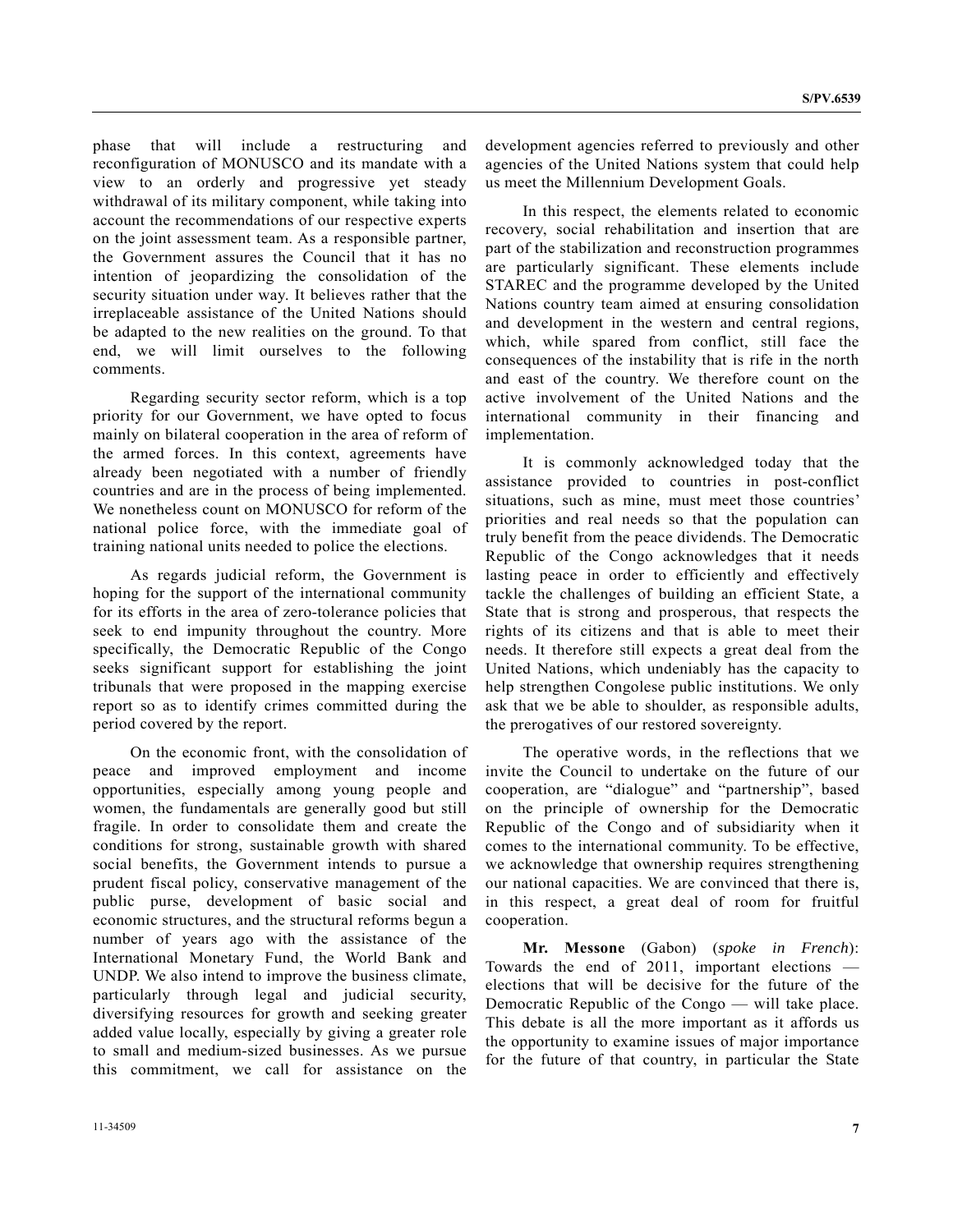phase that will include a restructuring and reconfiguration of MONUSCO and its mandate with a view to an orderly and progressive yet steady withdrawal of its military component, while taking into account the recommendations of our respective experts on the joint assessment team. As a responsible partner, the Government assures the Council that it has no intention of jeopardizing the consolidation of the security situation under way. It believes rather that the irreplaceable assistance of the United Nations should be adapted to the new realities on the ground. To that end, we will limit ourselves to the following comments.

Regarding security sector reform, which is a top priority for our Government, we have opted to focus mainly on bilateral cooperation in the area of reform of the armed forces. In this context, agreements have already been negotiated with a number of friendly countries and are in the process of being implemented. We nonetheless count on MONUSCO for reform of the national police force, with the immediate goal of training national units needed to police the elections.

As regards judicial reform, the Government is hoping for the support of the international community for its efforts in the area of zero-tolerance policies that seek to end impunity throughout the country. More specifically, the Democratic Republic of the Congo seeks significant support for establishing the joint tribunals that were proposed in the mapping exercise report so as to identify crimes committed during the period covered by the report.

On the economic front, with the consolidation of peace and improved employment and income opportunities, especially among young people and women, the fundamentals are generally good but still fragile. In order to consolidate them and create the conditions for strong, sustainable growth with shared social benefits, the Government intends to pursue a prudent fiscal policy, conservative management of the public purse, development of basic social and economic structures, and the structural reforms begun a number of years ago with the assistance of the International Monetary Fund, the World Bank and UNDP. We also intend to improve the business climate, particularly through legal and judicial security, diversifying resources for growth and seeking greater added value locally, especially by giving a greater role to small and medium-sized businesses. As we pursue this commitment, we call for assistance on the development agencies referred to previously and other agencies of the United Nations system that could help us meet the Millennium Development Goals.

In this respect, the elements related to economic recovery, social rehabilitation and insertion that are part of the stabilization and reconstruction programmes are particularly significant. These elements include STAREC and the programme developed by the United Nations country team aimed at ensuring consolidation and development in the western and central regions, which, while spared from conflict, still face the consequences of the instability that is rife in the north and east of the country. We therefore count on the active involvement of the United Nations and the international community in their financing and implementation.

It is commonly acknowledged today that the assistance provided to countries in post-conflict situations, such as mine, must meet those countries' priorities and real needs so that the population can truly benefit from the peace dividends. The Democratic Republic of the Congo acknowledges that it needs lasting peace in order to efficiently and effectively tackle the challenges of building an efficient State, a State that is strong and prosperous, that respects the rights of its citizens and that is able to meet their needs. It therefore still expects a great deal from the United Nations, which undeniably has the capacity to help strengthen Congolese public institutions. We only ask that we be able to shoulder, as responsible adults, the prerogatives of our restored sovereignty.

The operative words, in the reflections that we invite the Council to undertake on the future of our cooperation, are "dialogue" and "partnership", based on the principle of ownership for the Democratic Republic of the Congo and of subsidiarity when it comes to the international community. To be effective, we acknowledge that ownership requires strengthening our national capacities. We are convinced that there is, in this respect, a great deal of room for fruitful cooperation.

**Mr. Messone** (Gabon) (*spoke in French*): Towards the end of 2011, important elections — elections that will be decisive for the future of the Democratic Republic of the Congo — will take place. This debate is all the more important as it affords us the opportunity to examine issues of major importance for the future of that country, in particular the State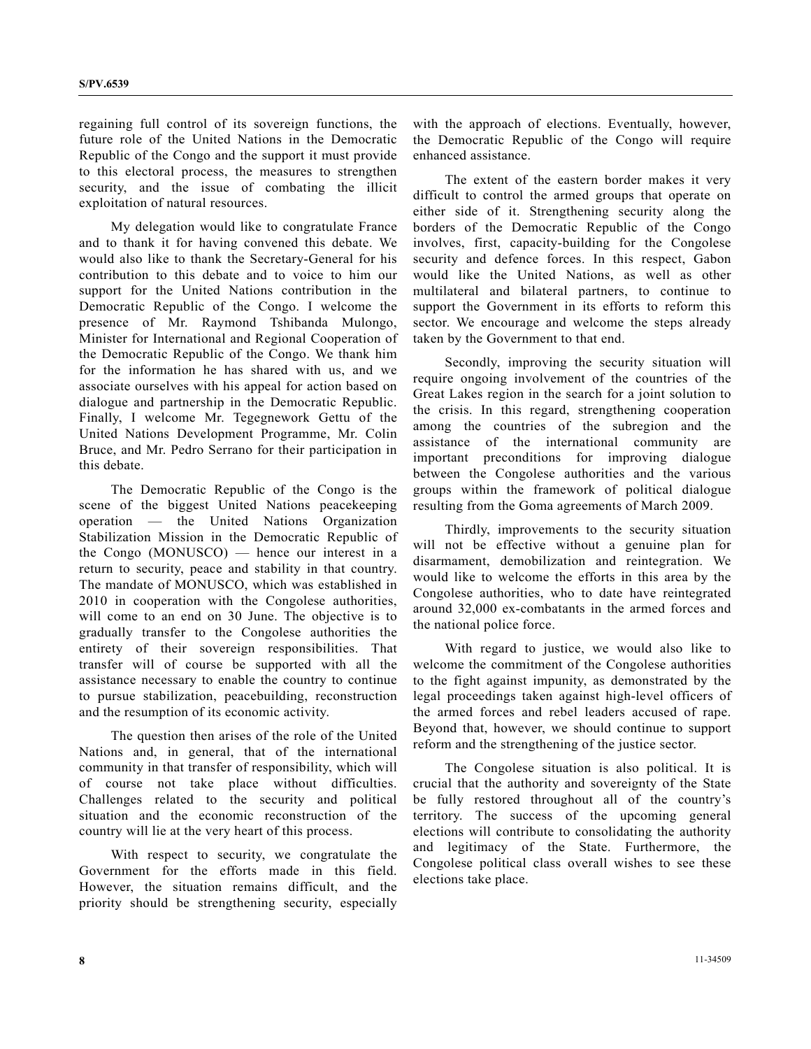regaining full control of its sovereign functions, the future role of the United Nations in the Democratic Republic of the Congo and the support it must provide to this electoral process, the measures to strengthen security, and the issue of combating the illicit exploitation of natural resources.

My delegation would like to congratulate France and to thank it for having convened this debate. We would also like to thank the Secretary-General for his contribution to this debate and to voice to him our support for the United Nations contribution in the Democratic Republic of the Congo. I welcome the presence of Mr. Raymond Tshibanda Mulongo, Minister for International and Regional Cooperation of the Democratic Republic of the Congo. We thank him for the information he has shared with us, and we associate ourselves with his appeal for action based on dialogue and partnership in the Democratic Republic. Finally, I welcome Mr. Tegegnework Gettu of the United Nations Development Programme, Mr. Colin Bruce, and Mr. Pedro Serrano for their participation in this debate.

The Democratic Republic of the Congo is the scene of the biggest United Nations peacekeeping operation — the United Nations Organization Stabilization Mission in the Democratic Republic of the Congo (MONUSCO) — hence our interest in a return to security, peace and stability in that country. The mandate of MONUSCO, which was established in 2010 in cooperation with the Congolese authorities, will come to an end on 30 June. The objective is to gradually transfer to the Congolese authorities the entirety of their sovereign responsibilities. That transfer will of course be supported with all the assistance necessary to enable the country to continue to pursue stabilization, peacebuilding, reconstruction and the resumption of its economic activity.

The question then arises of the role of the United Nations and, in general, that of the international community in that transfer of responsibility, which will of course not take place without difficulties. Challenges related to the security and political situation and the economic reconstruction of the country will lie at the very heart of this process.

With respect to security, we congratulate the Government for the efforts made in this field. However, the situation remains difficult, and the priority should be strengthening security, especially with the approach of elections. Eventually, however, the Democratic Republic of the Congo will require enhanced assistance.

The extent of the eastern border makes it very difficult to control the armed groups that operate on either side of it. Strengthening security along the borders of the Democratic Republic of the Congo involves, first, capacity-building for the Congolese security and defence forces. In this respect, Gabon would like the United Nations, as well as other multilateral and bilateral partners, to continue to support the Government in its efforts to reform this sector. We encourage and welcome the steps already taken by the Government to that end.

Secondly, improving the security situation will require ongoing involvement of the countries of the Great Lakes region in the search for a joint solution to the crisis. In this regard, strengthening cooperation among the countries of the subregion and the assistance of the international community are important preconditions for improving dialogue between the Congolese authorities and the various groups within the framework of political dialogue resulting from the Goma agreements of March 2009.

Thirdly, improvements to the security situation will not be effective without a genuine plan for disarmament, demobilization and reintegration. We would like to welcome the efforts in this area by the Congolese authorities, who to date have reintegrated around 32,000 ex-combatants in the armed forces and the national police force.

With regard to justice, we would also like to welcome the commitment of the Congolese authorities to the fight against impunity, as demonstrated by the legal proceedings taken against high-level officers of the armed forces and rebel leaders accused of rape. Beyond that, however, we should continue to support reform and the strengthening of the justice sector.

The Congolese situation is also political. It is crucial that the authority and sovereignty of the State be fully restored throughout all of the country's territory. The success of the upcoming general elections will contribute to consolidating the authority and legitimacy of the State. Furthermore, the Congolese political class overall wishes to see these elections take place.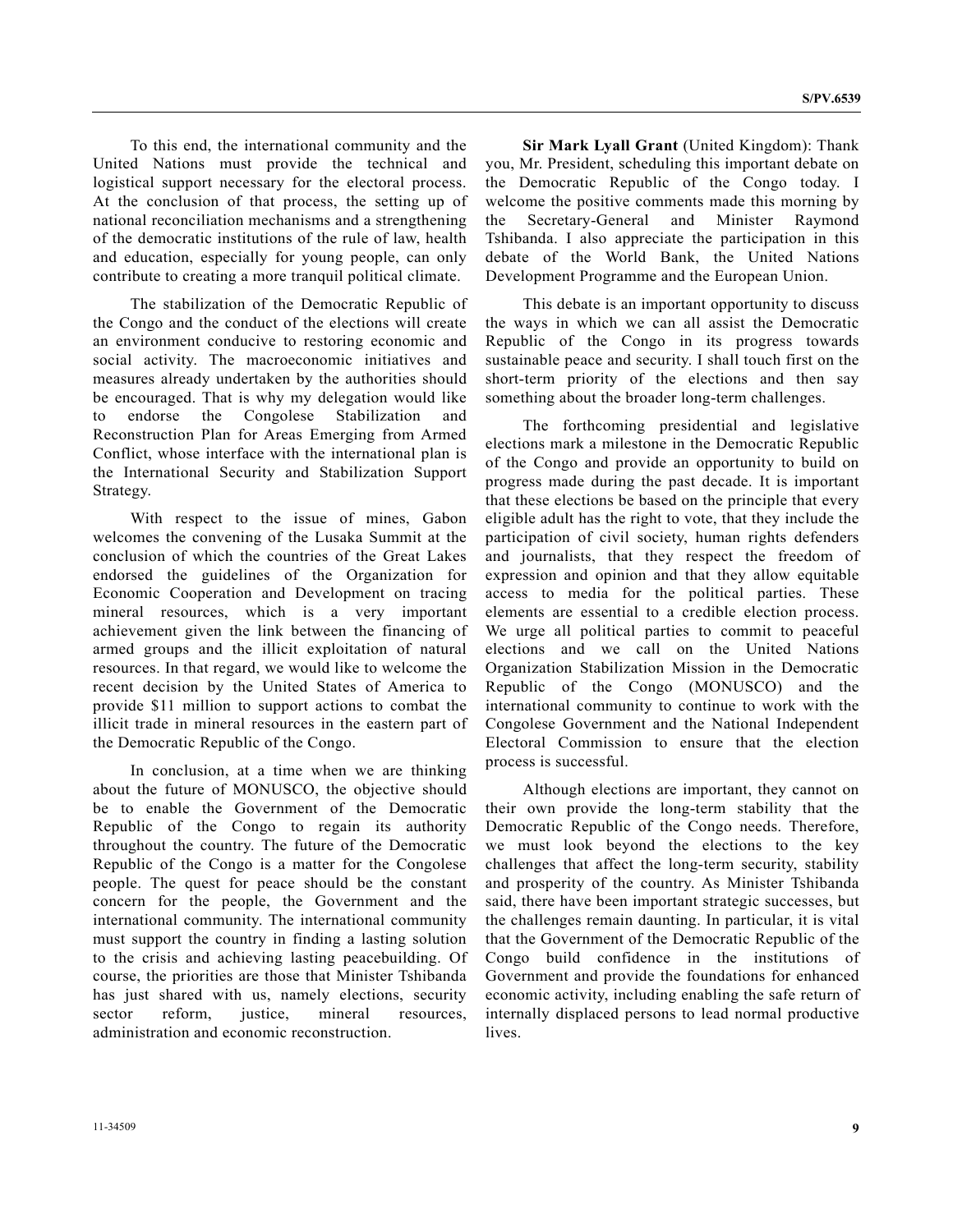To this end, the international community and the United Nations must provide the technical and logistical support necessary for the electoral process. At the conclusion of that process, the setting up of national reconciliation mechanisms and a strengthening of the democratic institutions of the rule of law, health and education, especially for young people, can only contribute to creating a more tranquil political climate.

The stabilization of the Democratic Republic of the Congo and the conduct of the elections will create an environment conducive to restoring economic and social activity. The macroeconomic initiatives and measures already undertaken by the authorities should be encouraged. That is why my delegation would like to endorse the Congolese Stabilization and Reconstruction Plan for Areas Emerging from Armed Conflict, whose interface with the international plan is the International Security and Stabilization Support Strategy.

With respect to the issue of mines, Gabon welcomes the convening of the Lusaka Summit at the conclusion of which the countries of the Great Lakes endorsed the guidelines of the Organization for Economic Cooperation and Development on tracing mineral resources, which is a very important achievement given the link between the financing of armed groups and the illicit exploitation of natural resources. In that regard, we would like to welcome the recent decision by the United States of America to provide $11 million to support actions to combat the illicit trade in mineral resources in the eastern part of the Democratic Republic of the Congo.

In conclusion, at a time when we are thinking about the future of MONUSCO, the objective should be to enable the Government of the Democratic Republic of the Congo to regain its authority throughout the country. The future of the Democratic Republic of the Congo is a matter for the Congolese people. The quest for peace should be the constant concern for the people, the Government and the international community. The international community must support the country in finding a lasting solution to the crisis and achieving lasting peacebuilding. Of course, the priorities are those that Minister Tshibanda has just shared with us, namely elections, security sector reform, justice, mineral resources, administration and economic reconstruction.

**Sir Mark Lyall Grant** (United Kingdom): Thank you, Mr. President, scheduling this important debate on the Democratic Republic of the Congo today. I welcome the positive comments made this morning by the Secretary-General and Minister Raymond Tshibanda. I also appreciate the participation in this debate of the World Bank, the United Nations Development Programme and the European Union.

This debate is an important opportunity to discuss the ways in which we can all assist the Democratic Republic of the Congo in its progress towards sustainable peace and security. I shall touch first on the short-term priority of the elections and then say something about the broader long-term challenges.

The forthcoming presidential and legislative elections mark a milestone in the Democratic Republic of the Congo and provide an opportunity to build on progress made during the past decade. It is important that these elections be based on the principle that every eligible adult has the right to vote, that they include the participation of civil society, human rights defenders and journalists, that they respect the freedom of expression and opinion and that they allow equitable access to media for the political parties. These elements are essential to a credible election process. We urge all political parties to commit to peaceful elections and we call on the United Nations Organization Stabilization Mission in the Democratic Republic of the Congo (MONUSCO) and the international community to continue to work with the Congolese Government and the National Independent Electoral Commission to ensure that the election process is successful.

Although elections are important, they cannot on their own provide the long-term stability that the Democratic Republic of the Congo needs. Therefore, we must look beyond the elections to the key challenges that affect the long-term security, stability and prosperity of the country. As Minister Tshibanda said, there have been important strategic successes, but the challenges remain daunting. In particular, it is vital that the Government of the Democratic Republic of the Congo build confidence in the institutions of Government and provide the foundations for enhanced economic activity, including enabling the safe return of internally displaced persons to lead normal productive lives.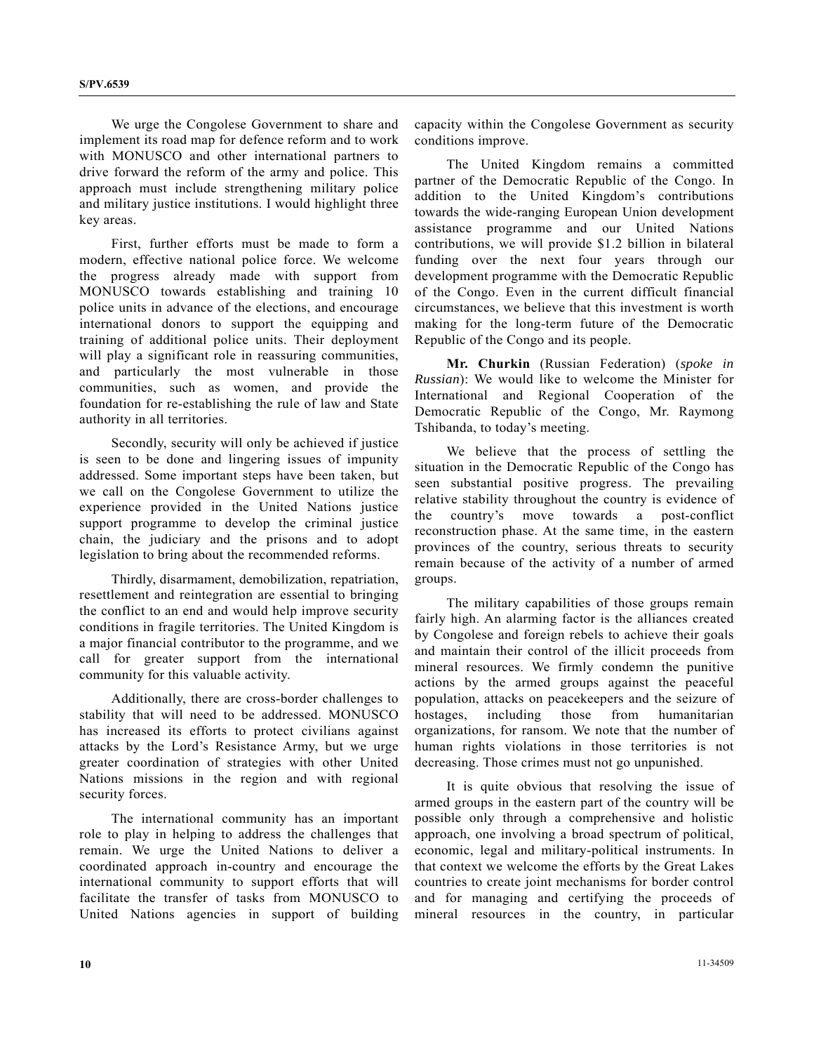We urge the Congolese Government to share and implement its road map for defence reform and to work with MONUSCO and other international partners to drive forward the reform of the army and police. This approach must include strengthening military police and military justice institutions. I would highlight three key areas.

First, further efforts must be made to form a modern, effective national police force. We welcome the progress already made with support from MONUSCO towards establishing and training 10 police units in advance of the elections, and encourage international donors to support the equipping and training of additional police units. Their deployment will play a significant role in reassuring communities, and particularly the most vulnerable in those communities, such as women, and provide the foundation for re-establishing the rule of law and State authority in all territories.

Secondly, security will only be achieved if justice is seen to be done and lingering issues of impunity addressed. Some important steps have been taken, but we call on the Congolese Government to utilize the experience provided in the United Nations justice support programme to develop the criminal justice chain, the judiciary and the prisons and to adopt legislation to bring about the recommended reforms.

Thirdly, disarmament, demobilization, repatriation, resettlement and reintegration are essential to bringing the conflict to an end and would help improve security conditions in fragile territories. The United Kingdom is a major financial contributor to the programme, and we call for greater support from the international community for this valuable activity.

Additionally, there are cross-border challenges to stability that will need to be addressed. MONUSCO has increased its efforts to protect civilians against attacks by the Lord's Resistance Army, but we urge greater coordination of strategies with other United Nations missions in the region and with regional security forces.

The international community has an important role to play in helping to address the challenges that remain. We urge the United Nations to deliver a coordinated approach in-country and encourage the international community to support efforts that will facilitate the transfer of tasks from MONUSCO to United Nations agencies in support of building capacity within the Congolese Government as security conditions improve.

The United Kingdom remains a committed partner of the Democratic Republic of the Congo. In addition to the United Kingdom's contributions towards the wide-ranging European Union development assistance programme and our United Nations contributions, we will provide \$1.2 billion in bilateral funding over the next four years through our development programme with the Democratic Republic of the Congo. Even in the current difficult financial circumstances, we believe that this investment is worth making for the long-term future of the Democratic Republic of the Congo and its people.

**Mr. Churkin** (Russian Federation) (*spoke in Russian*): We would like to welcome the Minister for International and Regional Cooperation of the Democratic Republic of the Congo, Mr. Raymong Tshibanda, to today's meeting.

We believe that the process of settling the situation in the Democratic Republic of the Congo has seen substantial positive progress. The prevailing relative stability throughout the country is evidence of the country's move towards a post-conflict reconstruction phase. At the same time, in the eastern provinces of the country, serious threats to security remain because of the activity of a number of armed groups.

The military capabilities of those groups remain fairly high. An alarming factor is the alliances created by Congolese and foreign rebels to achieve their goals and maintain their control of the illicit proceeds from mineral resources. We firmly condemn the punitive actions by the armed groups against the peaceful population, attacks on peacekeepers and the seizure of hostages, including those from humanitarian organizations, for ransom. We note that the number of human rights violations in those territories is not decreasing. Those crimes must not go unpunished.

It is quite obvious that resolving the issue of armed groups in the eastern part of the country will be possible only through a comprehensive and holistic approach, one involving a broad spectrum of political, economic, legal and military-political instruments. In that context we welcome the efforts by the Great Lakes countries to create joint mechanisms for border control and for managing and certifying the proceeds of mineral resources in the country, in particular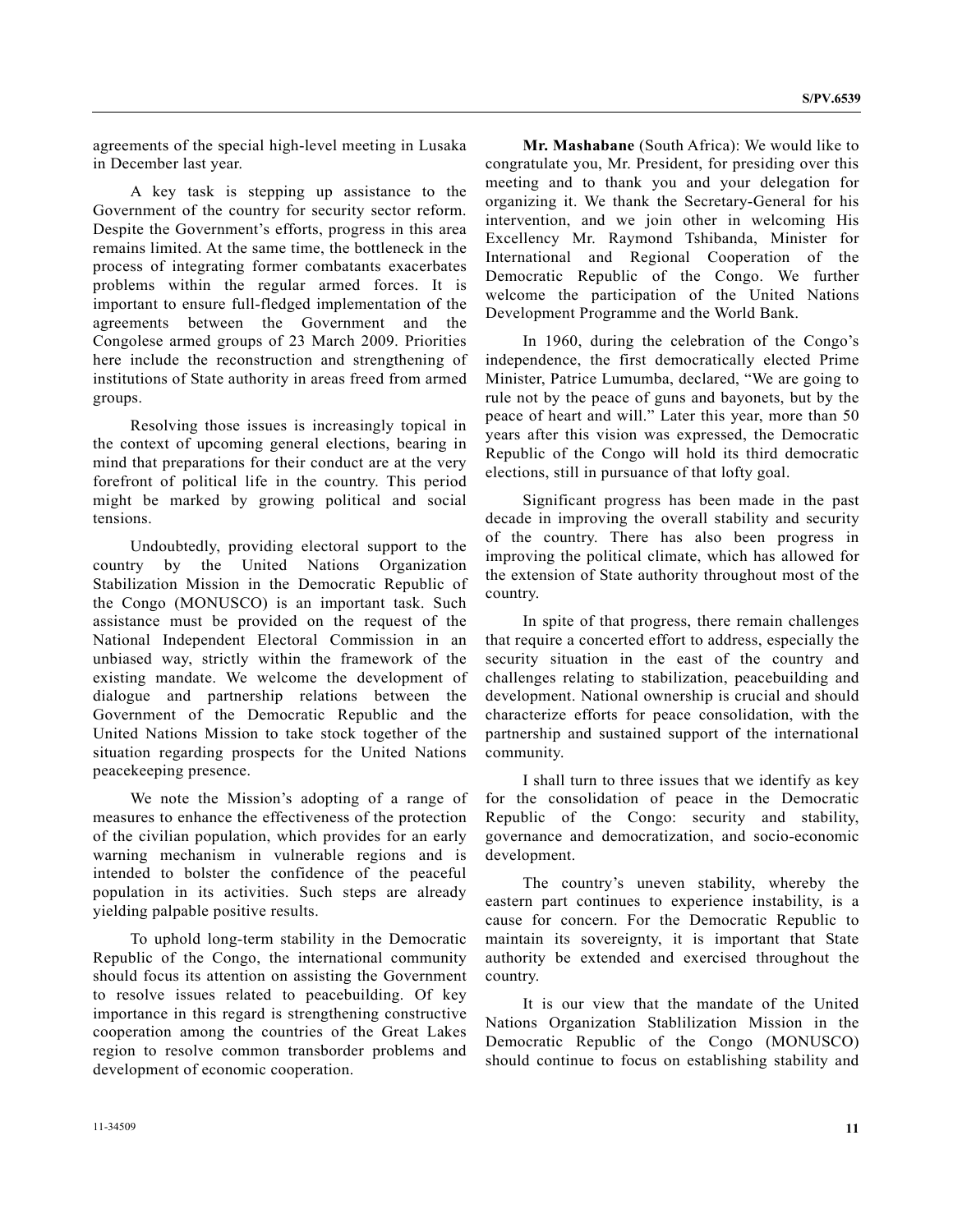agreements of the special high-level meeting in Lusaka in December last year.

A key task is stepping up assistance to the Government of the country for security sector reform. Despite the Government's efforts, progress in this area remains limited. At the same time, the bottleneck in the process of integrating former combatants exacerbates problems within the regular armed forces. It is important to ensure full-fledged implementation of the agreements between the Government and the Congolese armed groups of 23 March 2009. Priorities here include the reconstruction and strengthening of institutions of State authority in areas freed from armed groups.

Resolving those issues is increasingly topical in the context of upcoming general elections, bearing in mind that preparations for their conduct are at the very forefront of political life in the country. This period might be marked by growing political and social tensions.

Undoubtedly, providing electoral support to the country by the United Nations Organization Stabilization Mission in the Democratic Republic of the Congo (MONUSCO) is an important task. Such assistance must be provided on the request of the National Independent Electoral Commission in an unbiased way, strictly within the framework of the existing mandate. We welcome the development of dialogue and partnership relations between the Government of the Democratic Republic and the United Nations Mission to take stock together of the situation regarding prospects for the United Nations peacekeeping presence.

We note the Mission's adopting of a range of measures to enhance the effectiveness of the protection of the civilian population, which provides for an early warning mechanism in vulnerable regions and is intended to bolster the confidence of the peaceful population in its activities. Such steps are already yielding palpable positive results.

To uphold long-term stability in the Democratic Republic of the Congo, the international community should focus its attention on assisting the Government to resolve issues related to peacebuilding. Of key importance in this regard is strengthening constructive cooperation among the countries of the Great Lakes region to resolve common transborder problems and development of economic cooperation.

**Mr. Mashabane** (South Africa): We would like to congratulate you, Mr. President, for presiding over this meeting and to thank you and your delegation for organizing it. We thank the Secretary-General for his intervention, and we join other in welcoming His Excellency Mr. Raymond Tshibanda, Minister for International and Regional Cooperation of the Democratic Republic of the Congo. We further welcome the participation of the United Nations Development Programme and the World Bank.

In 1960, during the celebration of the Congo's independence, the first democratically elected Prime Minister, Patrice Lumumba, declared, "We are going to rule not by the peace of guns and bayonets, but by the peace of heart and will." Later this year, more than 50 years after this vision was expressed, the Democratic Republic of the Congo will hold its third democratic elections, still in pursuance of that lofty goal.

Significant progress has been made in the past decade in improving the overall stability and security of the country. There has also been progress in improving the political climate, which has allowed for the extension of State authority throughout most of the country.

In spite of that progress, there remain challenges that require a concerted effort to address, especially the security situation in the east of the country and challenges relating to stabilization, peacebuilding and development. National ownership is crucial and should characterize efforts for peace consolidation, with the partnership and sustained support of the international community.

I shall turn to three issues that we identify as key for the consolidation of peace in the Democratic Republic of the Congo: security and stability, governance and democratization, and socio-economic development.

The country's uneven stability, whereby the eastern part continues to experience instability, is a cause for concern. For the Democratic Republic to maintain its sovereignty, it is important that State authority be extended and exercised throughout the country.

It is our view that the mandate of the United Nations Organization Stablilization Mission in the Democratic Republic of the Congo (MONUSCO) should continue to focus on establishing stability and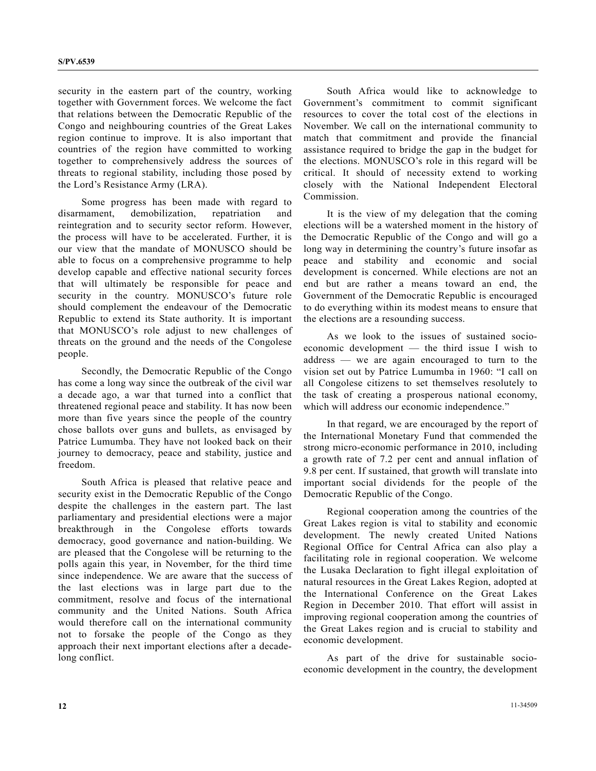security in the eastern part of the country, working together with Government forces. We welcome the fact that relations between the Democratic Republic of the Congo and neighbouring countries of the Great Lakes region continue to improve. It is also important that countries of the region have committed to working together to comprehensively address the sources of threats to regional stability, including those posed by the Lord's Resistance Army (LRA).

Some progress has been made with regard to disarmament, demobilization, repatriation and reintegration and to security sector reform. However, the process will have to be accelerated. Further, it is our view that the mandate of MONUSCO should be able to focus on a comprehensive programme to help develop capable and effective national security forces that will ultimately be responsible for peace and security in the country. MONUSCO's future role should complement the endeavour of the Democratic Republic to extend its State authority. It is important that MONUSCO's role adjust to new challenges of threats on the ground and the needs of the Congolese people.

Secondly, the Democratic Republic of the Congo has come a long way since the outbreak of the civil war a decade ago, a war that turned into a conflict that threatened regional peace and stability. It has now been more than five years since the people of the country chose ballots over guns and bullets, as envisaged by Patrice Lumumba. They have not looked back on their journey to democracy, peace and stability, justice and freedom.

South Africa is pleased that relative peace and security exist in the Democratic Republic of the Congo despite the challenges in the eastern part. The last parliamentary and presidential elections were a major breakthrough in the Congolese efforts towards democracy, good governance and nation-building. We are pleased that the Congolese will be returning to the polls again this year, in November, for the third time since independence. We are aware that the success of the last elections was in large part due to the commitment, resolve and focus of the international community and the United Nations. South Africa would therefore call on the international community not to forsake the people of the Congo as they approach their next important elections after a decade-long conflict.

South Africa would like to acknowledge to Government's commitment to commit significant resources to cover the total cost of the elections in November. We call on the international community to match that commitment and provide the financial assistance required to bridge the gap in the budget for the elections. MONUSCO's role in this regard will be critical. It should of necessity extend to working closely with the National Independent Electoral Commission.

It is the view of my delegation that the coming elections will be a watershed moment in the history of the Democratic Republic of the Congo and will go a long way in determining the country's future insofar as peace and stability and economic and social development is concerned. While elections are not an end but are rather a means toward an end, the Government of the Democratic Republic is encouraged to do everything within its modest means to ensure that the elections are a resounding success.

As we look to the issues of sustained socio-economic development — the third issue I wish to address — we are again encouraged to turn to the vision set out by Patrice Lumumba in 1960: "I call on all Congolese citizens to set themselves resolutely to the task of creating a prosperous national economy, which will address our economic independence."

In that regard, we are encouraged by the report of the International Monetary Fund that commended the strong micro-economic performance in 2010, including a growth rate of 7.2 per cent and annual inflation of 9.8 per cent. If sustained, that growth will translate into important social dividends for the people of the Democratic Republic of the Congo.

Regional cooperation among the countries of the Great Lakes region is vital to stability and economic development. The newly created United Nations Regional Office for Central Africa can also play a facilitating role in regional cooperation. We welcome the Lusaka Declaration to fight illegal exploitation of natural resources in the Great Lakes Region, adopted at the International Conference on the Great Lakes Region in December 2010. That effort will assist in improving regional cooperation among the countries of the Great Lakes region and is crucial to stability and economic development.

As part of the drive for sustainable socio-economic development in the country, the development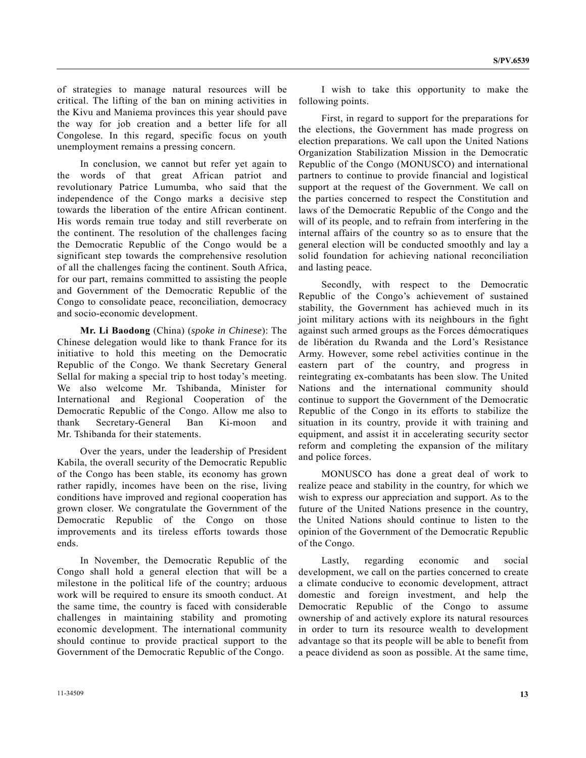of strategies to manage natural resources will be critical. The lifting of the ban on mining activities in the Kivu and Maniema provinces this year should pave the way for job creation and a better life for all Congolese. In this regard, specific focus on youth unemployment remains a pressing concern.

In conclusion, we cannot but refer yet again to the words of that great African patriot and revolutionary Patrice Lumumba, who said that the independence of the Congo marks a decisive step towards the liberation of the entire African continent. His words remain true today and still reverberate on the continent. The resolution of the challenges facing the Democratic Republic of the Congo would be a significant step towards the comprehensive resolution of all the challenges facing the continent. South Africa, for our part, remains committed to assisting the people and Government of the Democratic Republic of the Congo to consolidate peace, reconciliation, democracy and socio-economic development.

**Mr. Li Baodong** (China) (*spoke in Chinese*): The Chinese delegation would like to thank France for its initiative to hold this meeting on the Democratic Republic of the Congo. We thank Secretary General Sellal for making a special trip to host today's meeting. We also welcome Mr. Tshibanda, Minister for International and Regional Cooperation of the Democratic Republic of the Congo. Allow me also to thank Secretary-General Ban Ki-moon and Mr. Tshibanda for their statements.

Over the years, under the leadership of President Kabila, the overall security of the Democratic Republic of the Congo has been stable, its economy has grown rather rapidly, incomes have been on the rise, living conditions have improved and regional cooperation has grown closer. We congratulate the Government of the Democratic Republic of the Congo on those improvements and its tireless efforts towards those ends.

In November, the Democratic Republic of the Congo shall hold a general election that will be a milestone in the political life of the country; arduous work will be required to ensure its smooth conduct. At the same time, the country is faced with considerable challenges in maintaining stability and promoting economic development. The international community should continue to provide practical support to the Government of the Democratic Republic of the Congo.

I wish to take this opportunity to make the following points.

First, in regard to support for the preparations for the elections, the Government has made progress on election preparations. We call upon the United Nations Organization Stabilization Mission in the Democratic Republic of the Congo (MONUSCO) and international partners to continue to provide financial and logistical support at the request of the Government. We call on the parties concerned to respect the Constitution and laws of the Democratic Republic of the Congo and the will of its people, and to refrain from interfering in the internal affairs of the country so as to ensure that the general election will be conducted smoothly and lay a solid foundation for achieving national reconciliation and lasting peace.

Secondly, with respect to the Democratic Republic of the Congo's achievement of sustained stability, the Government has achieved much in its joint military actions with its neighbours in the fight against such armed groups as the Forces démocratiques de libération du Rwanda and the Lord's Resistance Army. However, some rebel activities continue in the eastern part of the country, and progress in reintegrating ex-combatants has been slow. The United Nations and the international community should continue to support the Government of the Democratic Republic of the Congo in its efforts to stabilize the situation in its country, provide it with training and equipment, and assist it in accelerating security sector reform and completing the expansion of the military and police forces.

MONUSCO has done a great deal of work to realize peace and stability in the country, for which we wish to express our appreciation and support. As to the future of the United Nations presence in the country, the United Nations should continue to listen to the opinion of the Government of the Democratic Republic of the Congo.

Lastly, regarding economic and social development, we call on the parties concerned to create a climate conducive to economic development, attract domestic and foreign investment, and help the Democratic Republic of the Congo to assume ownership of and actively explore its natural resources in order to turn its resource wealth to development advantage so that its people will be able to benefit from a peace dividend as soon as possible. At the same time,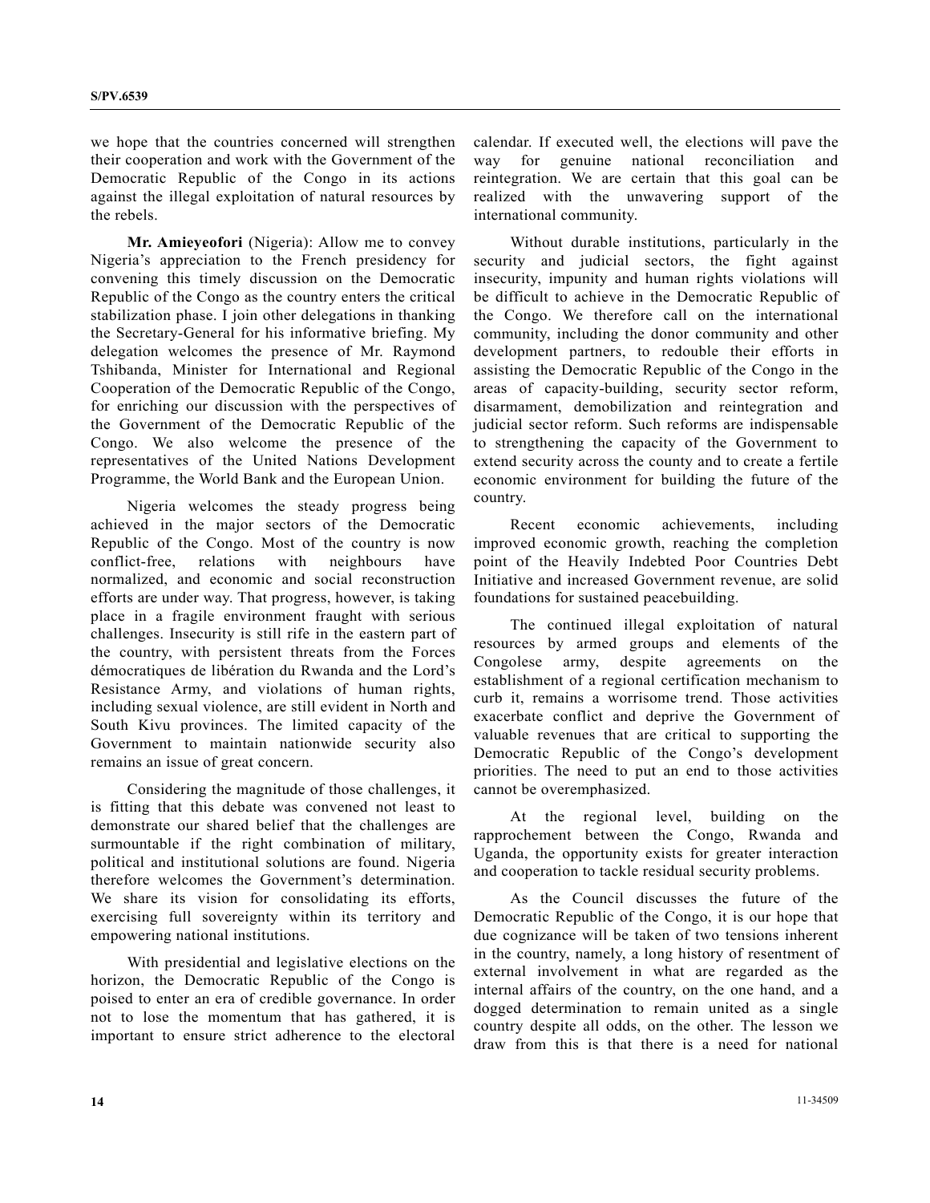we hope that the countries concerned will strengthen their cooperation and work with the Government of the Democratic Republic of the Congo in its actions against the illegal exploitation of natural resources by the rebels.

**Mr. Amieyeofori** (Nigeria): Allow me to convey Nigeria's appreciation to the French presidency for convening this timely discussion on the Democratic Republic of the Congo as the country enters the critical stabilization phase. I join other delegations in thanking the Secretary-General for his informative briefing. My delegation welcomes the presence of Mr. Raymond Tshibanda, Minister for International and Regional Cooperation of the Democratic Republic of the Congo, for enriching our discussion with the perspectives of the Government of the Democratic Republic of the Congo. We also welcome the presence of the representatives of the United Nations Development Programme, the World Bank and the European Union.

Nigeria welcomes the steady progress being achieved in the major sectors of the Democratic Republic of the Congo. Most of the country is now conflict-free, relations with neighbours have normalized, and economic and social reconstruction efforts are under way. That progress, however, is taking place in a fragile environment fraught with serious challenges. Insecurity is still rife in the eastern part of the country, with persistent threats from the Forces démocratiques de libération du Rwanda and the Lord's Resistance Army, and violations of human rights, including sexual violence, are still evident in North and South Kivu provinces. The limited capacity of the Government to maintain nationwide security also remains an issue of great concern.

Considering the magnitude of those challenges, it is fitting that this debate was convened not least to demonstrate our shared belief that the challenges are surmountable if the right combination of military, political and institutional solutions are found. Nigeria therefore welcomes the Government's determination. We share its vision for consolidating its efforts, exercising full sovereignty within its territory and empowering national institutions.

With presidential and legislative elections on the horizon, the Democratic Republic of the Congo is poised to enter an era of credible governance. In order not to lose the momentum that has gathered, it is important to ensure strict adherence to the electoral calendar. If executed well, the elections will pave the way for genuine national reconciliation and reintegration. We are certain that this goal can be realized with the unwavering support of the international community.

Without durable institutions, particularly in the security and judicial sectors, the fight against insecurity, impunity and human rights violations will be difficult to achieve in the Democratic Republic of the Congo. We therefore call on the international community, including the donor community and other development partners, to redouble their efforts in assisting the Democratic Republic of the Congo in the areas of capacity-building, security sector reform, disarmament, demobilization and reintegration and judicial sector reform. Such reforms are indispensable to strengthening the capacity of the Government to extend security across the county and to create a fertile economic environment for building the future of the country.

Recent economic achievements, including improved economic growth, reaching the completion point of the Heavily Indebted Poor Countries Debt Initiative and increased Government revenue, are solid foundations for sustained peacebuilding.

The continued illegal exploitation of natural resources by armed groups and elements of the Congolese army, despite agreements on the establishment of a regional certification mechanism to curb it, remains a worrisome trend. Those activities exacerbate conflict and deprive the Government of valuable revenues that are critical to supporting the Democratic Republic of the Congo's development priorities. The need to put an end to those activities cannot be overemphasized.

At the regional level, building on the rapprochement between the Congo, Rwanda and Uganda, the opportunity exists for greater interaction and cooperation to tackle residual security problems.

As the Council discusses the future of the Democratic Republic of the Congo, it is our hope that due cognizance will be taken of two tensions inherent in the country, namely, a long history of resentment of external involvement in what are regarded as the internal affairs of the country, on the one hand, and a dogged determination to remain united as a single country despite all odds, on the other. The lesson we draw from this is that there is a need for national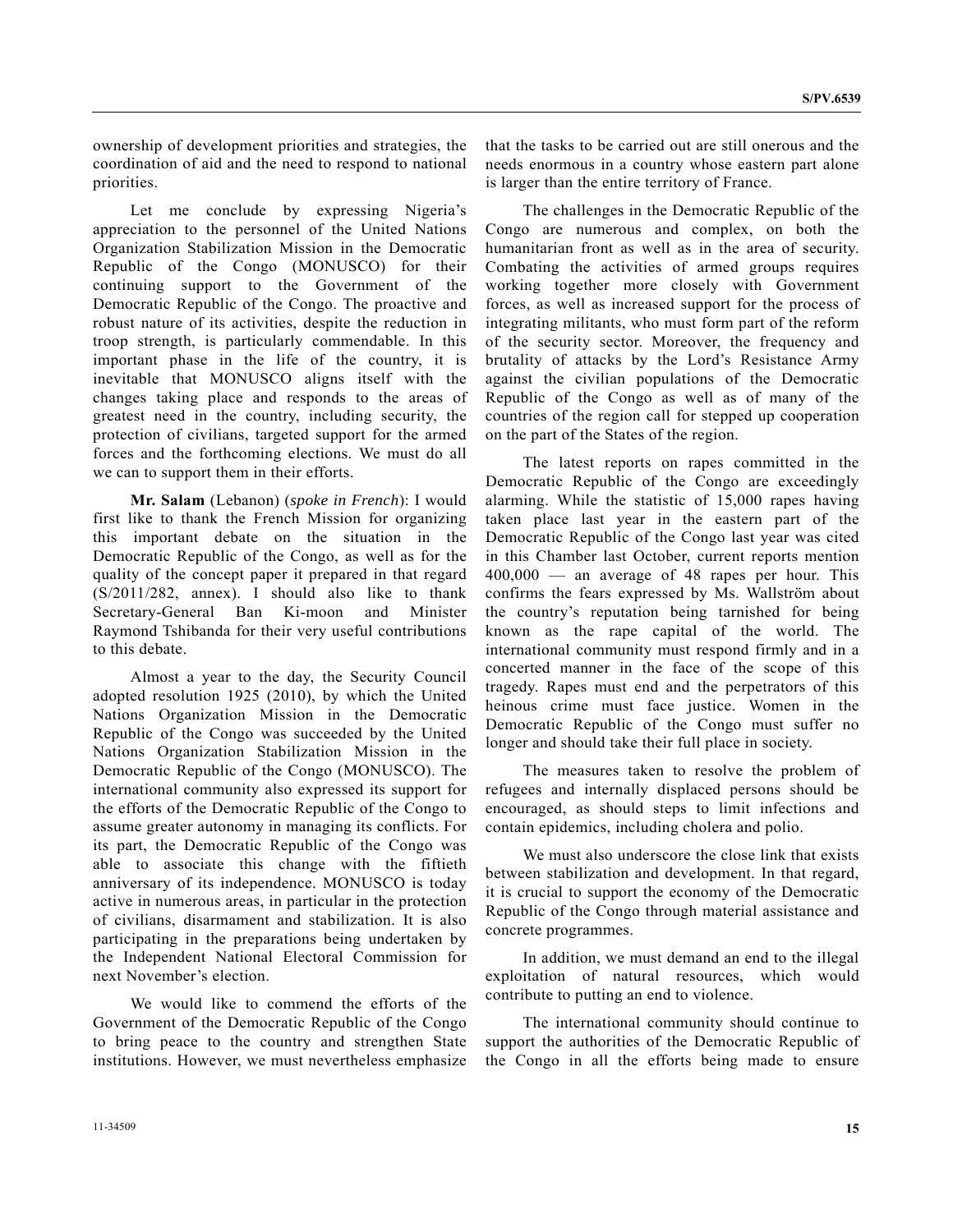ownership of development priorities and strategies, the coordination of aid and the need to respond to national priorities.

Let me conclude by expressing Nigeria's appreciation to the personnel of the United Nations Organization Stabilization Mission in the Democratic Republic of the Congo (MONUSCO) for their continuing support to the Government of the Democratic Republic of the Congo. The proactive and robust nature of its activities, despite the reduction in troop strength, is particularly commendable. In this important phase in the life of the country, it is inevitable that MONUSCO aligns itself with the changes taking place and responds to the areas of greatest need in the country, including security, the protection of civilians, targeted support for the armed forces and the forthcoming elections. We must do all we can to support them in their efforts.

**Mr. Salam** (Lebanon) (*spoke in French*): I would first like to thank the French Mission for organizing this important debate on the situation in the Democratic Republic of the Congo, as well as for the quality of the concept paper it prepared in that regard (S/2011/282, annex). I should also like to thank Secretary-General Ban Ki-moon and Minister Raymond Tshibanda for their very useful contributions to this debate.

Almost a year to the day, the Security Council adopted resolution 1925 (2010), by which the United Nations Organization Mission in the Democratic Republic of the Congo was succeeded by the United Nations Organization Stabilization Mission in the Democratic Republic of the Congo (MONUSCO). The international community also expressed its support for the efforts of the Democratic Republic of the Congo to assume greater autonomy in managing its conflicts. For its part, the Democratic Republic of the Congo was able to associate this change with the fiftieth anniversary of its independence. MONUSCO is today active in numerous areas, in particular in the protection of civilians, disarmament and stabilization. It is also participating in the preparations being undertaken by the Independent National Electoral Commission for next November's election.

We would like to commend the efforts of the Government of the Democratic Republic of the Congo to bring peace to the country and strengthen State institutions. However, we must nevertheless emphasize that the tasks to be carried out are still onerous and the needs enormous in a country whose eastern part alone is larger than the entire territory of France.

The challenges in the Democratic Republic of the Congo are numerous and complex, on both the humanitarian front as well as in the area of security. Combating the activities of armed groups requires working together more closely with Government forces, as well as increased support for the process of integrating militants, who must form part of the reform of the security sector. Moreover, the frequency and brutality of attacks by the Lord's Resistance Army against the civilian populations of the Democratic Republic of the Congo as well as of many of the countries of the region call for stepped up cooperation on the part of the States of the region.

The latest reports on rapes committed in the Democratic Republic of the Congo are exceedingly alarming. While the statistic of 15,000 rapes having taken place last year in the eastern part of the Democratic Republic of the Congo last year was cited in this Chamber last October, current reports mention 400,000 — an average of 48 rapes per hour. This confirms the fears expressed by Ms. Wallström about the country's reputation being tarnished for being known as the rape capital of the world. The international community must respond firmly and in a concerted manner in the face of the scope of this tragedy. Rapes must end and the perpetrators of this heinous crime must face justice. Women in the Democratic Republic of the Congo must suffer no longer and should take their full place in society.

The measures taken to resolve the problem of refugees and internally displaced persons should be encouraged, as should steps to limit infections and contain epidemics, including cholera and polio.

We must also underscore the close link that exists between stabilization and development. In that regard, it is crucial to support the economy of the Democratic Republic of the Congo through material assistance and concrete programmes.

In addition, we must demand an end to the illegal exploitation of natural resources, which would contribute to putting an end to violence.

The international community should continue to support the authorities of the Democratic Republic of the Congo in all the efforts being made to ensure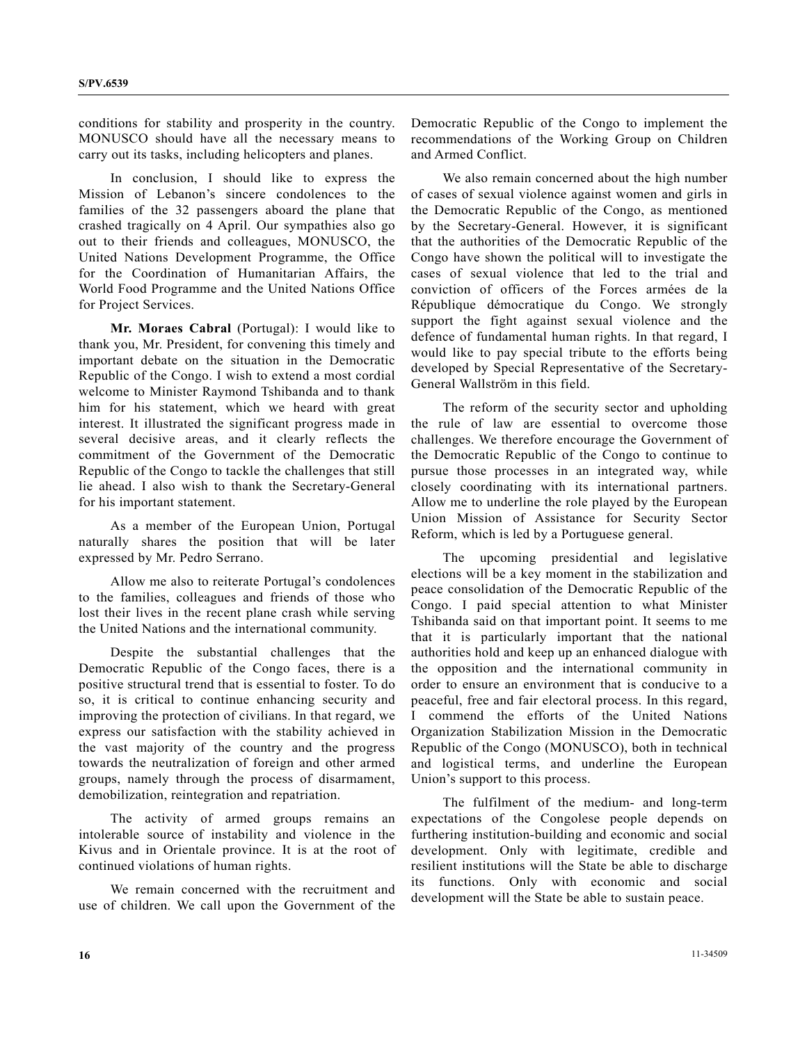conditions for stability and prosperity in the country. MONUSCO should have all the necessary means to carry out its tasks, including helicopters and planes.

In conclusion, I should like to express the Mission of Lebanon's sincere condolences to the families of the 32 passengers aboard the plane that crashed tragically on 4 April. Our sympathies also go out to their friends and colleagues, MONUSCO, the United Nations Development Programme, the Office for the Coordination of Humanitarian Affairs, the World Food Programme and the United Nations Office for Project Services.

**Mr. Moraes Cabral** (Portugal): I would like to thank you, Mr. President, for convening this timely and important debate on the situation in the Democratic Republic of the Congo. I wish to extend a most cordial welcome to Minister Raymond Tshibanda and to thank him for his statement, which we heard with great interest. It illustrated the significant progress made in several decisive areas, and it clearly reflects the commitment of the Government of the Democratic Republic of the Congo to tackle the challenges that still lie ahead. I also wish to thank the Secretary-General for his important statement.

As a member of the European Union, Portugal naturally shares the position that will be later expressed by Mr. Pedro Serrano.

Allow me also to reiterate Portugal's condolences to the families, colleagues and friends of those who lost their lives in the recent plane crash while serving the United Nations and the international community.

Despite the substantial challenges that the Democratic Republic of the Congo faces, there is a positive structural trend that is essential to foster. To do so, it is critical to continue enhancing security and improving the protection of civilians. In that regard, we express our satisfaction with the stability achieved in the vast majority of the country and the progress towards the neutralization of foreign and other armed groups, namely through the process of disarmament, demobilization, reintegration and repatriation.

The activity of armed groups remains an intolerable source of instability and violence in the Kivus and in Orientale province. It is at the root of continued violations of human rights.

We remain concerned with the recruitment and use of children. We call upon the Government of the Democratic Republic of the Congo to implement the recommendations of the Working Group on Children and Armed Conflict.

We also remain concerned about the high number of cases of sexual violence against women and girls in the Democratic Republic of the Congo, as mentioned by the Secretary-General. However, it is significant that the authorities of the Democratic Republic of the Congo have shown the political will to investigate the cases of sexual violence that led to the trial and conviction of officers of the Forces armées de la République démocratique du Congo. We strongly support the fight against sexual violence and the defence of fundamental human rights. In that regard, I would like to pay special tribute to the efforts being developed by Special Representative of the Secretary-General Wallström in this field.

The reform of the security sector and upholding the rule of law are essential to overcome those challenges. We therefore encourage the Government of the Democratic Republic of the Congo to continue to pursue those processes in an integrated way, while closely coordinating with its international partners. Allow me to underline the role played by the European Union Mission of Assistance for Security Sector Reform, which is led by a Portuguese general.

The upcoming presidential and legislative elections will be a key moment in the stabilization and peace consolidation of the Democratic Republic of the Congo. I paid special attention to what Minister Tshibanda said on that important point. It seems to me that it is particularly important that the national authorities hold and keep up an enhanced dialogue with the opposition and the international community in order to ensure an environment that is conducive to a peaceful, free and fair electoral process. In this regard, I commend the efforts of the United Nations Organization Stabilization Mission in the Democratic Republic of the Congo (MONUSCO), both in technical and logistical terms, and underline the European Union's support to this process.

The fulfilment of the medium- and long-term expectations of the Congolese people depends on furthering institution-building and economic and social development. Only with legitimate, credible and resilient institutions will the State be able to discharge its functions. Only with economic and social development will the State be able to sustain peace.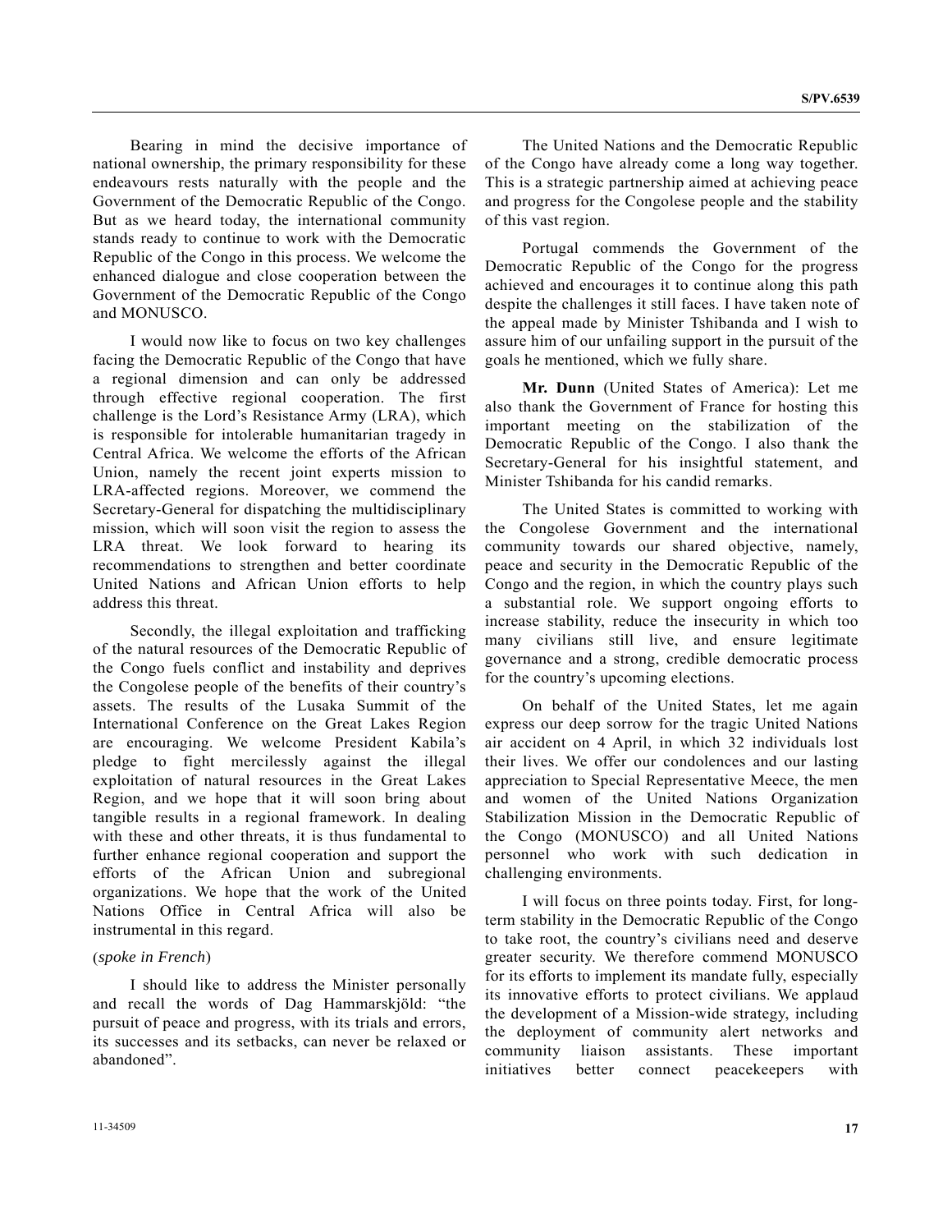Bearing in mind the decisive importance of national ownership, the primary responsibility for these endeavours rests naturally with the people and the Government of the Democratic Republic of the Congo. But as we heard today, the international community stands ready to continue to work with the Democratic Republic of the Congo in this process. We welcome the enhanced dialogue and close cooperation between the Government of the Democratic Republic of the Congo and MONUSCO.

I would now like to focus on two key challenges facing the Democratic Republic of the Congo that have a regional dimension and can only be addressed through effective regional cooperation. The first challenge is the Lord's Resistance Army (LRA), which is responsible for intolerable humanitarian tragedy in Central Africa. We welcome the efforts of the African Union, namely the recent joint experts mission to LRA-affected regions. Moreover, we commend the Secretary-General for dispatching the multidisciplinary mission, which will soon visit the region to assess the LRA threat. We look forward to hearing its recommendations to strengthen and better coordinate United Nations and African Union efforts to help address this threat.

Secondly, the illegal exploitation and trafficking of the natural resources of the Democratic Republic of the Congo fuels conflict and instability and deprives the Congolese people of the benefits of their country's assets. The results of the Lusaka Summit of the International Conference on the Great Lakes Region are encouraging. We welcome President Kabila's pledge to fight mercilessly against the illegal exploitation of natural resources in the Great Lakes Region, and we hope that it will soon bring about tangible results in a regional framework. In dealing with these and other threats, it is thus fundamental to further enhance regional cooperation and support the efforts of the African Union and subregional organizations. We hope that the work of the United Nations Office in Central Africa will also be instrumental in this regard.

(*spoke in French*)

I should like to address the Minister personally and recall the words of Dag Hammarskjöld: "the pursuit of peace and progress, with its trials and errors, its successes and its setbacks, can never be relaxed or abandoned".

The United Nations and the Democratic Republic of the Congo have already come a long way together. This is a strategic partnership aimed at achieving peace and progress for the Congolese people and the stability of this vast region.

Portugal commends the Government of the Democratic Republic of the Congo for the progress achieved and encourages it to continue along this path despite the challenges it still faces. I have taken note of the appeal made by Minister Tshibanda and I wish to assure him of our unfailing support in the pursuit of the goals he mentioned, which we fully share.

**Mr. Dunn** (United States of America): Let me also thank the Government of France for hosting this important meeting on the stabilization of the Democratic Republic of the Congo. I also thank the Secretary-General for his insightful statement, and Minister Tshibanda for his candid remarks.

The United States is committed to working with the Congolese Government and the international community towards our shared objective, namely, peace and security in the Democratic Republic of the Congo and the region, in which the country plays such a substantial role. We support ongoing efforts to increase stability, reduce the insecurity in which too many civilians still live, and ensure legitimate governance and a strong, credible democratic process for the country's upcoming elections.

On behalf of the United States, let me again express our deep sorrow for the tragic United Nations air accident on 4 April, in which 32 individuals lost their lives. We offer our condolences and our lasting appreciation to Special Representative Meece, the men and women of the United Nations Organization Stabilization Mission in the Democratic Republic of the Congo (MONUSCO) and all United Nations personnel who work with such dedication in challenging environments.

I will focus on three points today. First, for long-term stability in the Democratic Republic of the Congo to take root, the country's civilians need and deserve greater security. We therefore commend MONUSCO for its efforts to implement its mandate fully, especially its innovative efforts to protect civilians. We applaud the development of a Mission-wide strategy, including the deployment of community alert networks and community liaison assistants. These important initiatives better connect peacekeepers with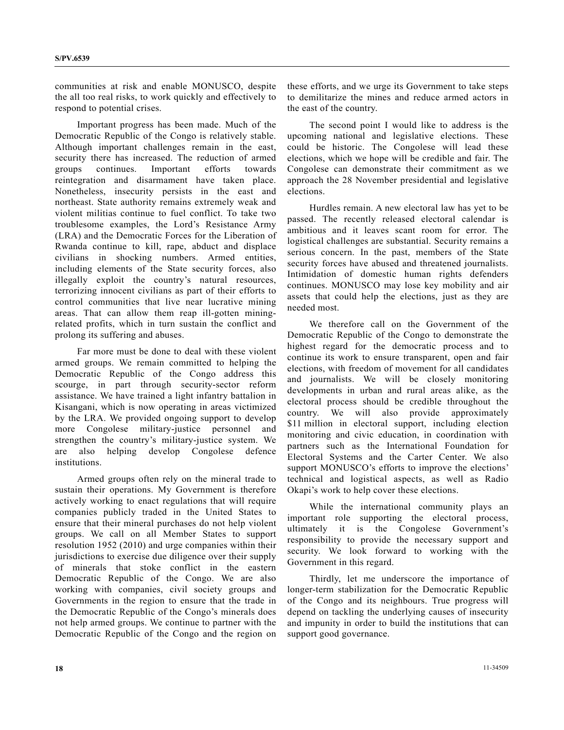communities at risk and enable MONUSCO, despite the all too real risks, to work quickly and effectively to respond to potential crises.

Important progress has been made. Much of the Democratic Republic of the Congo is relatively stable. Although important challenges remain in the east, security there has increased. The reduction of armed groups continues. Important efforts towards reintegration and disarmament have taken place. Nonetheless, insecurity persists in the east and northeast. State authority remains extremely weak and violent militias continue to fuel conflict. To take two troublesome examples, the Lord's Resistance Army (LRA) and the Democratic Forces for the Liberation of Rwanda continue to kill, rape, abduct and displace civilians in shocking numbers. Armed entities, including elements of the State security forces, also illegally exploit the country's natural resources, terrorizing innocent civilians as part of their efforts to control communities that live near lucrative mining areas. That can allow them reap ill-gotten mining-related profits, which in turn sustain the conflict and prolong its suffering and abuses.

Far more must be done to deal with these violent armed groups. We remain committed to helping the Democratic Republic of the Congo address this scourge, in part through security-sector reform assistance. We have trained a light infantry battalion in Kisangani, which is now operating in areas victimized by the LRA. We provided ongoing support to develop more Congolese military-justice personnel and strengthen the country's military-justice system. We are also helping develop Congolese defence institutions.

Armed groups often rely on the mineral trade to sustain their operations. My Government is therefore actively working to enact regulations that will require companies publicly traded in the United States to ensure that their mineral purchases do not help violent groups. We call on all Member States to support resolution 1952 (2010) and urge companies within their jurisdictions to exercise due diligence over their supply of minerals that stoke conflict in the eastern Democratic Republic of the Congo. We are also working with companies, civil society groups and Governments in the region to ensure that the trade in the Democratic Republic of the Congo's minerals does not help armed groups. We continue to partner with the Democratic Republic of the Congo and the region on these efforts, and we urge its Government to take steps to demilitarize the mines and reduce armed actors in the east of the country.

The second point I would like to address is the upcoming national and legislative elections. These could be historic. The Congolese will lead these elections, which we hope will be credible and fair. The Congolese can demonstrate their commitment as we approach the 28 November presidential and legislative elections.

Hurdles remain. A new electoral law has yet to be passed. The recently released electoral calendar is ambitious and it leaves scant room for error. The logistical challenges are substantial. Security remains a serious concern. In the past, members of the State security forces have abused and threatened journalists. Intimidation of domestic human rights defenders continues. MONUSCO may lose key mobility and air assets that could help the elections, just as they are needed most.

We therefore call on the Government of the Democratic Republic of the Congo to demonstrate the highest regard for the democratic process and to continue its work to ensure transparent, open and fair elections, with freedom of movement for all candidates and journalists. We will be closely monitoring developments in urban and rural areas alike, as the electoral process should be credible throughout the country. We will also provide approximately $11 million in electoral support, including election monitoring and civic education, in coordination with partners such as the International Foundation for Electoral Systems and the Carter Center. We also support MONUSCO's efforts to improve the elections' technical and logistical aspects, as well as Radio Okapi's work to help cover these elections.

While the international community plays an important role supporting the electoral process, ultimately it is the Congolese Government's responsibility to provide the necessary support and security. We look forward to working with the Government in this regard.

Thirdly, let me underscore the importance of longer-term stabilization for the Democratic Republic of the Congo and its neighbours. True progress will depend on tackling the underlying causes of insecurity and impunity in order to build the institutions that can support good governance.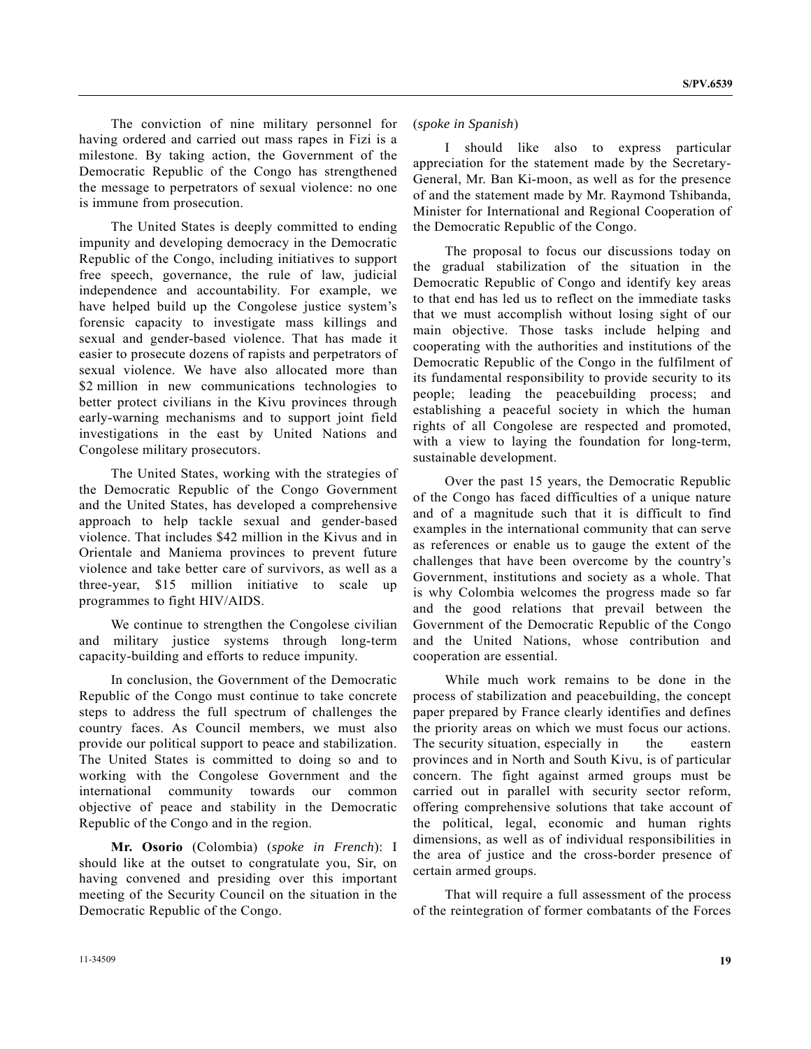The conviction of nine military personnel for having ordered and carried out mass rapes in Fizi is a milestone. By taking action, the Government of the Democratic Republic of the Congo has strengthened the message to perpetrators of sexual violence: no one is immune from prosecution.

The United States is deeply committed to ending impunity and developing democracy in the Democratic Republic of the Congo, including initiatives to support free speech, governance, the rule of law, judicial independence and accountability. For example, we have helped build up the Congolese justice system's forensic capacity to investigate mass killings and sexual and gender-based violence. That has made it easier to prosecute dozens of rapists and perpetrators of sexual violence. We have also allocated more than $2 million in new communications technologies to better protect civilians in the Kivu provinces through early-warning mechanisms and to support joint field investigations in the east by United Nations and Congolese military prosecutors.

The United States, working with the strategies of the Democratic Republic of the Congo Government and the United States, has developed a comprehensive approach to help tackle sexual and gender-based violence. That includes $42 million in the Kivus and in Orientale and Maniema provinces to prevent future violence and take better care of survivors, as well as a three-year, $15 million initiative to scale up programmes to fight HIV/AIDS.

We continue to strengthen the Congolese civilian and military justice systems through long-term capacity-building and efforts to reduce impunity.

In conclusion, the Government of the Democratic Republic of the Congo must continue to take concrete steps to address the full spectrum of challenges the country faces. As Council members, we must also provide our political support to peace and stabilization. The United States is committed to doing so and to working with the Congolese Government and the international community towards our common objective of peace and stability in the Democratic Republic of the Congo and in the region.

**Mr. Osorio** (Colombia) (*spoke in French*): I should like at the outset to congratulate you, Sir, on having convened and presiding over this important meeting of the Security Council on the situation in the Democratic Republic of the Congo.

(*spoke in Spanish*)

I should like also to express particular appreciation for the statement made by the Secretary-General, Mr. Ban Ki-moon, as well as for the presence of and the statement made by Mr. Raymond Tshibanda, Minister for International and Regional Cooperation of the Democratic Republic of the Congo.

The proposal to focus our discussions today on the gradual stabilization of the situation in the Democratic Republic of Congo and identify key areas to that end has led us to reflect on the immediate tasks that we must accomplish without losing sight of our main objective. Those tasks include helping and cooperating with the authorities and institutions of the Democratic Republic of the Congo in the fulfilment of its fundamental responsibility to provide security to its people; leading the peacebuilding process; and establishing a peaceful society in which the human rights of all Congolese are respected and promoted, with a view to laying the foundation for long-term, sustainable development.

Over the past 15 years, the Democratic Republic of the Congo has faced difficulties of a unique nature and of a magnitude such that it is difficult to find examples in the international community that can serve as references or enable us to gauge the extent of the challenges that have been overcome by the country's Government, institutions and society as a whole. That is why Colombia welcomes the progress made so far and the good relations that prevail between the Government of the Democratic Republic of the Congo and the United Nations, whose contribution and cooperation are essential.

While much work remains to be done in the process of stabilization and peacebuilding, the concept paper prepared by France clearly identifies and defines the priority areas on which we must focus our actions. The security situation, especially in the eastern provinces and in North and South Kivu, is of particular concern. The fight against armed groups must be carried out in parallel with security sector reform, offering comprehensive solutions that take account of the political, legal, economic and human rights dimensions, as well as of individual responsibilities in the area of justice and the cross-border presence of certain armed groups.

That will require a full assessment of the process of the reintegration of former combatants of the Forces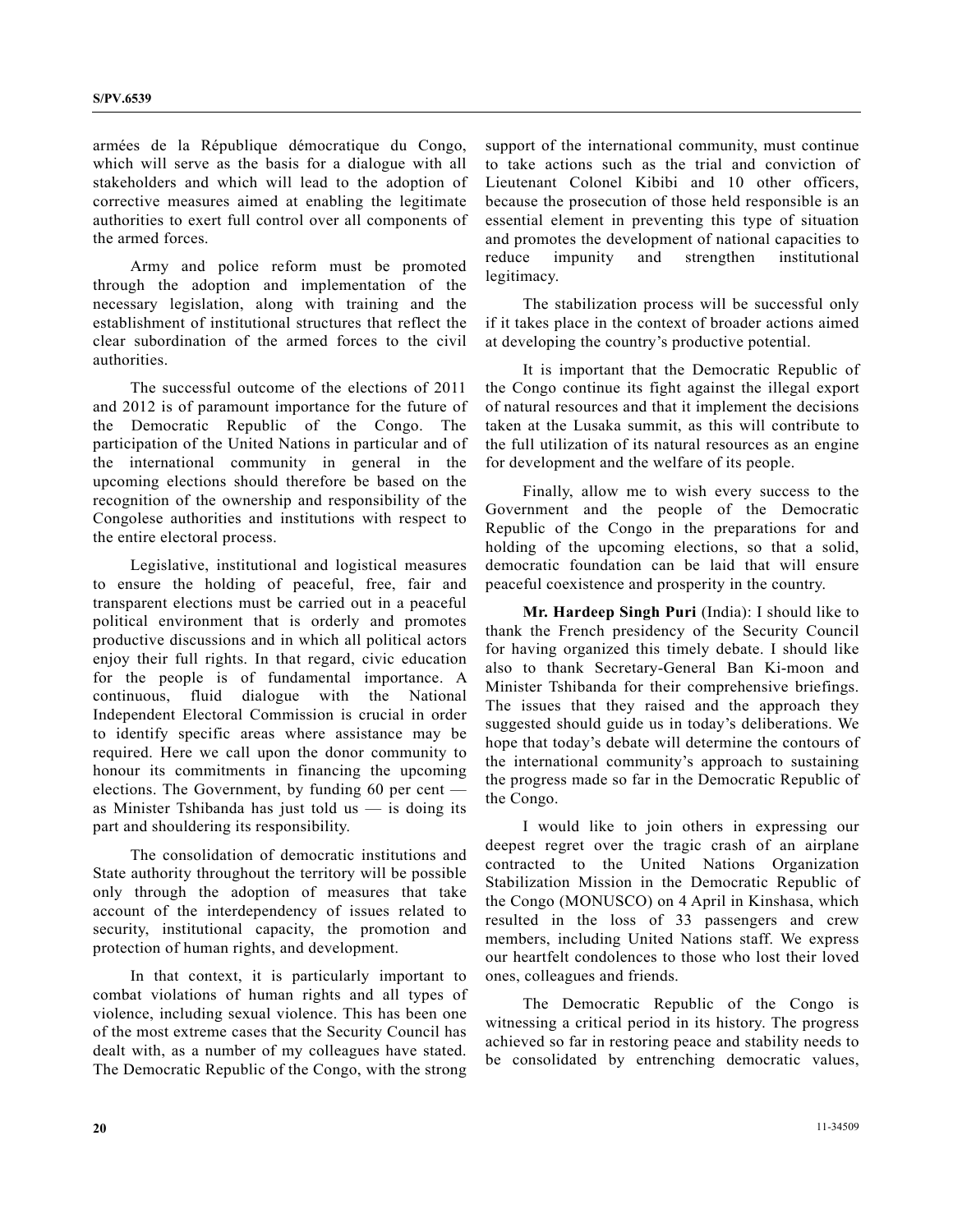armées de la République démocratique du Congo, which will serve as the basis for a dialogue with all stakeholders and which will lead to the adoption of corrective measures aimed at enabling the legitimate authorities to exert full control over all components of the armed forces.

Army and police reform must be promoted through the adoption and implementation of the necessary legislation, along with training and the establishment of institutional structures that reflect the clear subordination of the armed forces to the civil authorities.

The successful outcome of the elections of 2011 and 2012 is of paramount importance for the future of the Democratic Republic of the Congo. The participation of the United Nations in particular and of the international community in general in the upcoming elections should therefore be based on the recognition of the ownership and responsibility of the Congolese authorities and institutions with respect to the entire electoral process.

Legislative, institutional and logistical measures to ensure the holding of peaceful, free, fair and transparent elections must be carried out in a peaceful political environment that is orderly and promotes productive discussions and in which all political actors enjoy their full rights. In that regard, civic education for the people is of fundamental importance. A continuous, fluid dialogue with the National Independent Electoral Commission is crucial in order to identify specific areas where assistance may be required. Here we call upon the donor community to honour its commitments in financing the upcoming elections. The Government, by funding 60 per cent — as Minister Tshibanda has just told us — is doing its part and shouldering its responsibility.

The consolidation of democratic institutions and State authority throughout the territory will be possible only through the adoption of measures that take account of the interdependency of issues related to security, institutional capacity, the promotion and protection of human rights, and development.

In that context, it is particularly important to combat violations of human rights and all types of violence, including sexual violence. This has been one of the most extreme cases that the Security Council has dealt with, as a number of my colleagues have stated. The Democratic Republic of the Congo, with the strong support of the international community, must continue to take actions such as the trial and conviction of Lieutenant Colonel Kibibi and 10 other officers, because the prosecution of those held responsible is an essential element in preventing this type of situation and promotes the development of national capacities to reduce impunity and strengthen institutional legitimacy.

The stabilization process will be successful only if it takes place in the context of broader actions aimed at developing the country's productive potential.

It is important that the Democratic Republic of the Congo continue its fight against the illegal export of natural resources and that it implement the decisions taken at the Lusaka summit, as this will contribute to the full utilization of its natural resources as an engine for development and the welfare of its people.

Finally, allow me to wish every success to the Government and the people of the Democratic Republic of the Congo in the preparations for and holding of the upcoming elections, so that a solid, democratic foundation can be laid that will ensure peaceful coexistence and prosperity in the country.

**Mr. Hardeep Singh Puri** (India): I should like to thank the French presidency of the Security Council for having organized this timely debate. I should like also to thank Secretary-General Ban Ki-moon and Minister Tshibanda for their comprehensive briefings. The issues that they raised and the approach they suggested should guide us in today's deliberations. We hope that today's debate will determine the contours of the international community's approach to sustaining the progress made so far in the Democratic Republic of the Congo.

I would like to join others in expressing our deepest regret over the tragic crash of an airplane contracted to the United Nations Organization Stabilization Mission in the Democratic Republic of the Congo (MONUSCO) on 4 April in Kinshasa, which resulted in the loss of 33 passengers and crew members, including United Nations staff. We express our heartfelt condolences to those who lost their loved ones, colleagues and friends.

The Democratic Republic of the Congo is witnessing a critical period in its history. The progress achieved so far in restoring peace and stability needs to be consolidated by entrenching democratic values,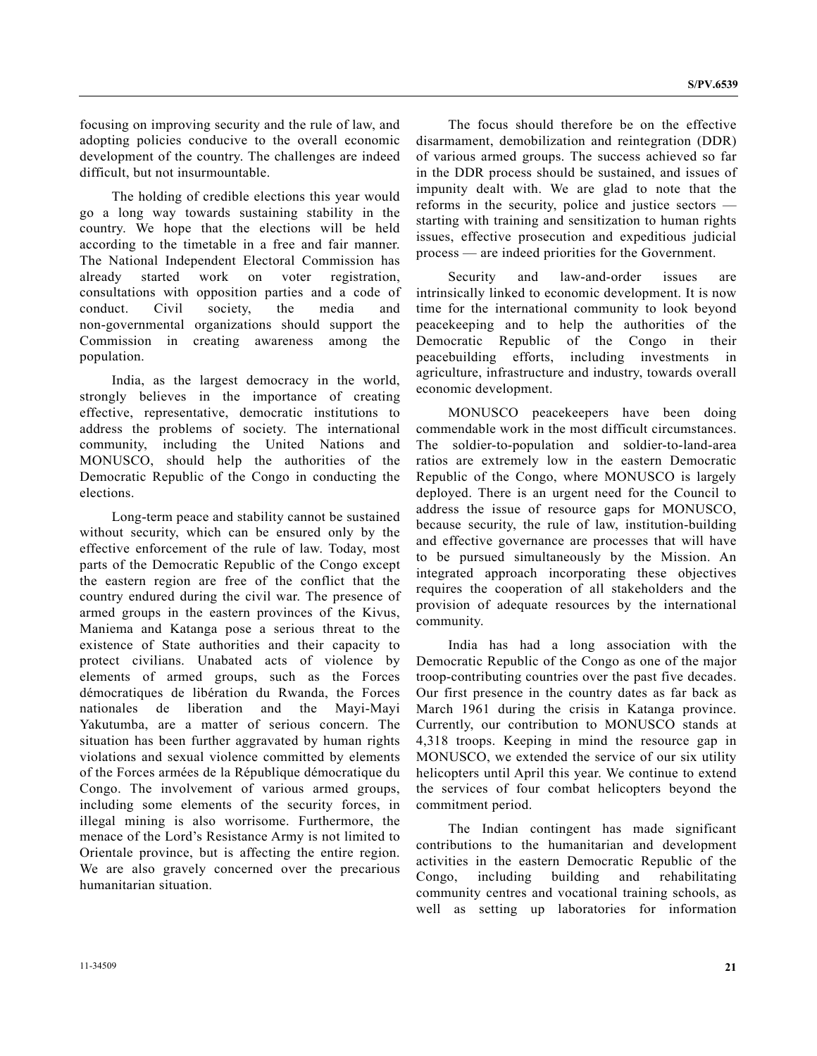focusing on improving security and the rule of law, and adopting policies conducive to the overall economic development of the country. The challenges are indeed difficult, but not insurmountable.

The holding of credible elections this year would go a long way towards sustaining stability in the country. We hope that the elections will be held according to the timetable in a free and fair manner. The National Independent Electoral Commission has already started work on voter registration, consultations with opposition parties and a code of conduct. Civil society, the media and non-governmental organizations should support the Commission in creating awareness among the population.

India, as the largest democracy in the world, strongly believes in the importance of creating effective, representative, democratic institutions to address the problems of society. The international community, including the United Nations and MONUSCO, should help the authorities of the Democratic Republic of the Congo in conducting the elections.

Long-term peace and stability cannot be sustained without security, which can be ensured only by the effective enforcement of the rule of law. Today, most parts of the Democratic Republic of the Congo except the eastern region are free of the conflict that the country endured during the civil war. The presence of armed groups in the eastern provinces of the Kivus, Maniema and Katanga pose a serious threat to the existence of State authorities and their capacity to protect civilians. Unabated acts of violence by elements of armed groups, such as the Forces démocratiques de libération du Rwanda, the Forces nationales de liberation and the Mayi-Mayi Yakutumba, are a matter of serious concern. The situation has been further aggravated by human rights violations and sexual violence committed by elements of the Forces armées de la République démocratique du Congo. The involvement of various armed groups, including some elements of the security forces, in illegal mining is also worrisome. Furthermore, the menace of the Lord's Resistance Army is not limited to Orientale province, but is affecting the entire region. We are also gravely concerned over the precarious humanitarian situation.

The focus should therefore be on the effective disarmament, demobilization and reintegration (DDR) of various armed groups. The success achieved so far in the DDR process should be sustained, and issues of impunity dealt with. We are glad to note that the reforms in the security, police and justice sectors — starting with training and sensitization to human rights issues, effective prosecution and expeditious judicial process — are indeed priorities for the Government.

Security and law-and-order issues are intrinsically linked to economic development. It is now time for the international community to look beyond peacekeeping and to help the authorities of the Democratic Republic of the Congo in their peacebuilding efforts, including investments in agriculture, infrastructure and industry, towards overall economic development.

MONUSCO peacekeepers have been doing commendable work in the most difficult circumstances. The soldier-to-population and soldier-to-land-area ratios are extremely low in the eastern Democratic Republic of the Congo, where MONUSCO is largely deployed. There is an urgent need for the Council to address the issue of resource gaps for MONUSCO, because security, the rule of law, institution-building and effective governance are processes that will have to be pursued simultaneously by the Mission. An integrated approach incorporating these objectives requires the cooperation of all stakeholders and the provision of adequate resources by the international community.

India has had a long association with the Democratic Republic of the Congo as one of the major troop-contributing countries over the past five decades. Our first presence in the country dates as far back as March 1961 during the crisis in Katanga province. Currently, our contribution to MONUSCO stands at 4,318 troops. Keeping in mind the resource gap in MONUSCO, we extended the service of our six utility helicopters until April this year. We continue to extend the services of four combat helicopters beyond the commitment period.

The Indian contingent has made significant contributions to the humanitarian and development activities in the eastern Democratic Republic of the Congo, including building and rehabilitating community centres and vocational training schools, as well as setting up laboratories for information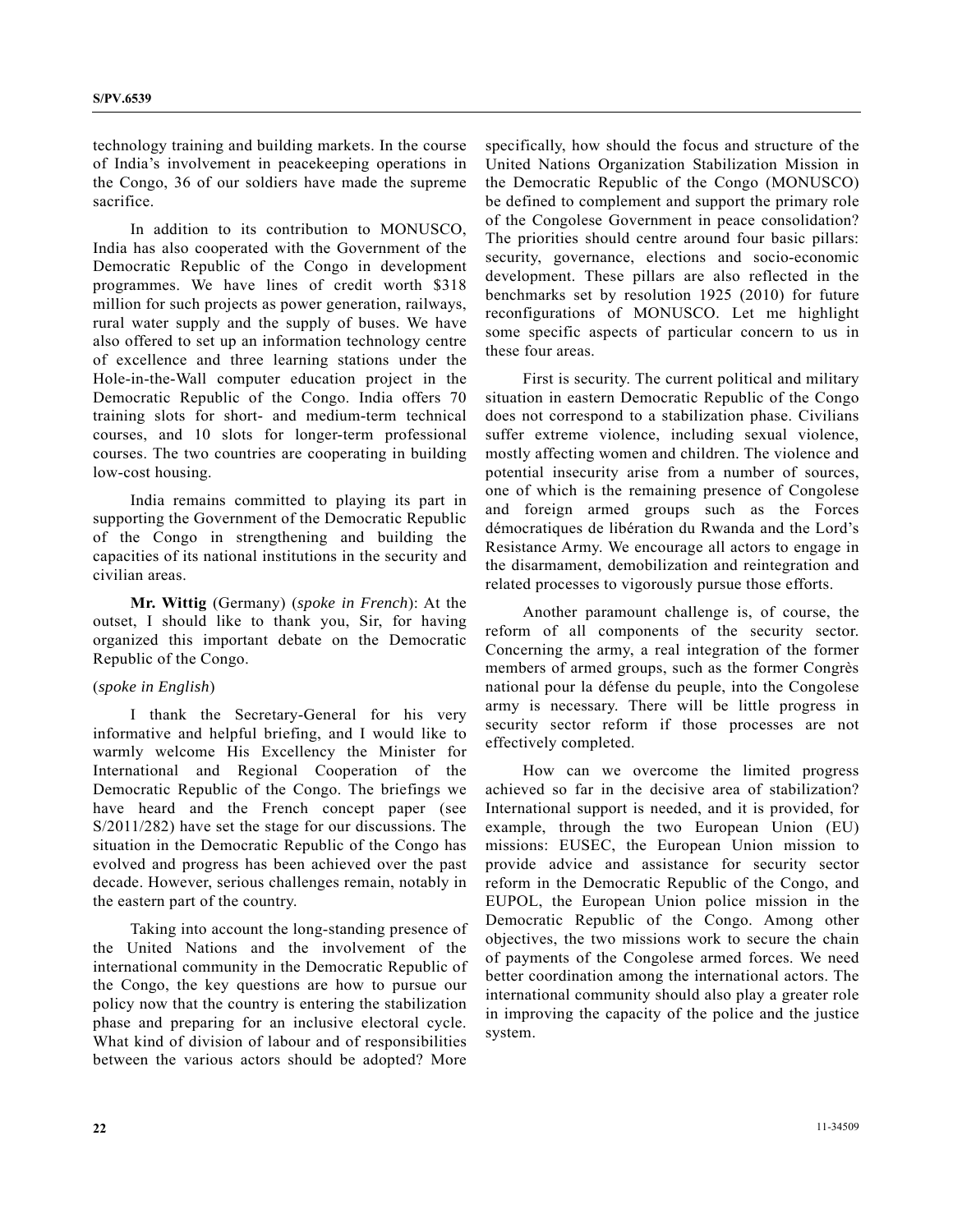technology training and building markets. In the course of India's involvement in peacekeeping operations in the Congo, 36 of our soldiers have made the supreme sacrifice.

In addition to its contribution to MONUSCO, India has also cooperated with the Government of the Democratic Republic of the Congo in development programmes. We have lines of credit worth $318 million for such projects as power generation, railways, rural water supply and the supply of buses. We have also offered to set up an information technology centre of excellence and three learning stations under the Hole-in-the-Wall computer education project in the Democratic Republic of the Congo. India offers 70 training slots for short- and medium-term technical courses, and 10 slots for longer-term professional courses. The two countries are cooperating in building low-cost housing.

India remains committed to playing its part in supporting the Government of the Democratic Republic of the Congo in strengthening and building the capacities of its national institutions in the security and civilian areas.

**Mr. Wittig** (Germany) (*spoke in French*): At the outset, I should like to thank you, Sir, for having organized this important debate on the Democratic Republic of the Congo.

(*spoke in English*)

I thank the Secretary-General for his very informative and helpful briefing, and I would like to warmly welcome His Excellency the Minister for International and Regional Cooperation of the Democratic Republic of the Congo. The briefings we have heard and the French concept paper (see S/2011/282) have set the stage for our discussions. The situation in the Democratic Republic of the Congo has evolved and progress has been achieved over the past decade. However, serious challenges remain, notably in the eastern part of the country.

Taking into account the long-standing presence of the United Nations and the involvement of the international community in the Democratic Republic of the Congo, the key questions are how to pursue our policy now that the country is entering the stabilization phase and preparing for an inclusive electoral cycle. What kind of division of labour and of responsibilities between the various actors should be adopted? More specifically, how should the focus and structure of the United Nations Organization Stabilization Mission in the Democratic Republic of the Congo (MONUSCO) be defined to complement and support the primary role of the Congolese Government in peace consolidation? The priorities should centre around four basic pillars: security, governance, elections and socio-economic development. These pillars are also reflected in the benchmarks set by resolution 1925 (2010) for future reconfigurations of MONUSCO. Let me highlight some specific aspects of particular concern to us in these four areas.

First is security. The current political and military situation in eastern Democratic Republic of the Congo does not correspond to a stabilization phase. Civilians suffer extreme violence, including sexual violence, mostly affecting women and children. The violence and potential insecurity arise from a number of sources, one of which is the remaining presence of Congolese and foreign armed groups such as the Forces démocratiques de libération du Rwanda and the Lord's Resistance Army. We encourage all actors to engage in the disarmament, demobilization and reintegration and related processes to vigorously pursue those efforts.

Another paramount challenge is, of course, the reform of all components of the security sector. Concerning the army, a real integration of the former members of armed groups, such as the former Congrès national pour la défense du peuple, into the Congolese army is necessary. There will be little progress in security sector reform if those processes are not effectively completed.

How can we overcome the limited progress achieved so far in the decisive area of stabilization? International support is needed, and it is provided, for example, through the two European Union (EU) missions: EUSEC, the European Union mission to provide advice and assistance for security sector reform in the Democratic Republic of the Congo, and EUPOL, the European Union police mission in the Democratic Republic of the Congo. Among other objectives, the two missions work to secure the chain of payments of the Congolese armed forces. We need better coordination among the international actors. The international community should also play a greater role in improving the capacity of the police and the justice system.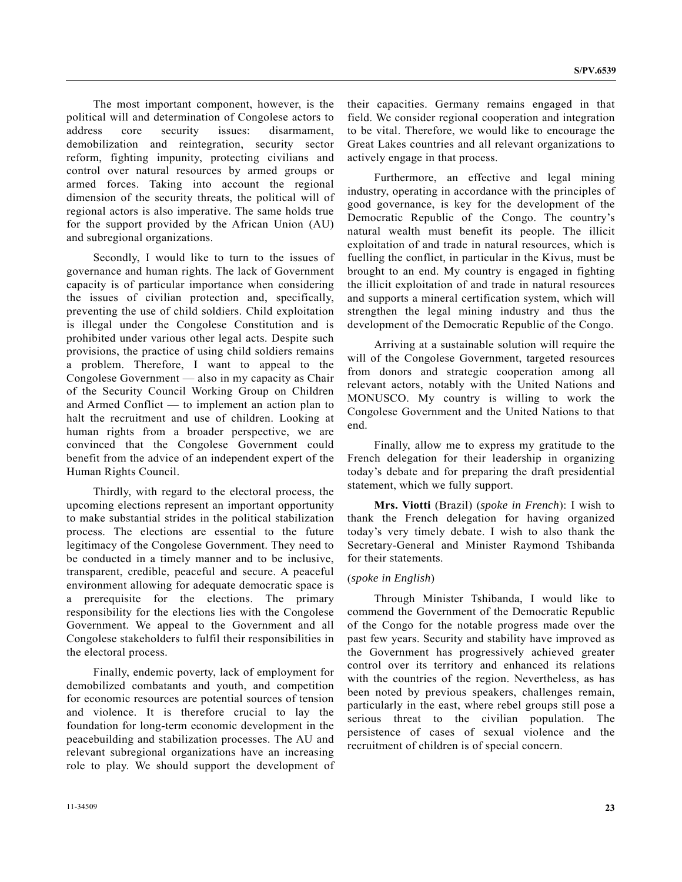The most important component, however, is the political will and determination of Congolese actors to address core security issues: disarmament, demobilization and reintegration, security sector reform, fighting impunity, protecting civilians and control over natural resources by armed groups or armed forces. Taking into account the regional dimension of the security threats, the political will of regional actors is also imperative. The same holds true for the support provided by the African Union (AU) and subregional organizations.

Secondly, I would like to turn to the issues of governance and human rights. The lack of Government capacity is of particular importance when considering the issues of civilian protection and, specifically, preventing the use of child soldiers. Child exploitation is illegal under the Congolese Constitution and is prohibited under various other legal acts. Despite such provisions, the practice of using child soldiers remains a problem. Therefore, I want to appeal to the Congolese Government — also in my capacity as Chair of the Security Council Working Group on Children and Armed Conflict — to implement an action plan to halt the recruitment and use of children. Looking at human rights from a broader perspective, we are convinced that the Congolese Government could benefit from the advice of an independent expert of the Human Rights Council.

Thirdly, with regard to the electoral process, the upcoming elections represent an important opportunity to make substantial strides in the political stabilization process. The elections are essential to the future legitimacy of the Congolese Government. They need to be conducted in a timely manner and to be inclusive, transparent, credible, peaceful and secure. A peaceful environment allowing for adequate democratic space is a prerequisite for the elections. The primary responsibility for the elections lies with the Congolese Government. We appeal to the Government and all Congolese stakeholders to fulfil their responsibilities in the electoral process.

Finally, endemic poverty, lack of employment for demobilized combatants and youth, and competition for economic resources are potential sources of tension and violence. It is therefore crucial to lay the foundation for long-term economic development in the peacebuilding and stabilization processes. The AU and relevant subregional organizations have an increasing role to play. We should support the development of their capacities. Germany remains engaged in that field. We consider regional cooperation and integration to be vital. Therefore, we would like to encourage the Great Lakes countries and all relevant organizations to actively engage in that process.

Furthermore, an effective and legal mining industry, operating in accordance with the principles of good governance, is key for the development of the Democratic Republic of the Congo. The country's natural wealth must benefit its people. The illicit exploitation of and trade in natural resources, which is fuelling the conflict, in particular in the Kivus, must be brought to an end. My country is engaged in fighting the illicit exploitation of and trade in natural resources and supports a mineral certification system, which will strengthen the legal mining industry and thus the development of the Democratic Republic of the Congo.

Arriving at a sustainable solution will require the will of the Congolese Government, targeted resources from donors and strategic cooperation among all relevant actors, notably with the United Nations and MONUSCO. My country is willing to work the Congolese Government and the United Nations to that end.

Finally, allow me to express my gratitude to the French delegation for their leadership in organizing today's debate and for preparing the draft presidential statement, which we fully support.

**Mrs. Viotti** (Brazil) (*spoke in French*): I wish to thank the French delegation for having organized today's very timely debate. I wish to also thank the Secretary-General and Minister Raymond Tshibanda for their statements.

(*spoke in English*)

Through Minister Tshibanda, I would like to commend the Government of the Democratic Republic of the Congo for the notable progress made over the past few years. Security and stability have improved as the Government has progressively achieved greater control over its territory and enhanced its relations with the countries of the region. Nevertheless, as has been noted by previous speakers, challenges remain, particularly in the east, where rebel groups still pose a serious threat to the civilian population. The persistence of cases of sexual violence and the recruitment of children is of special concern.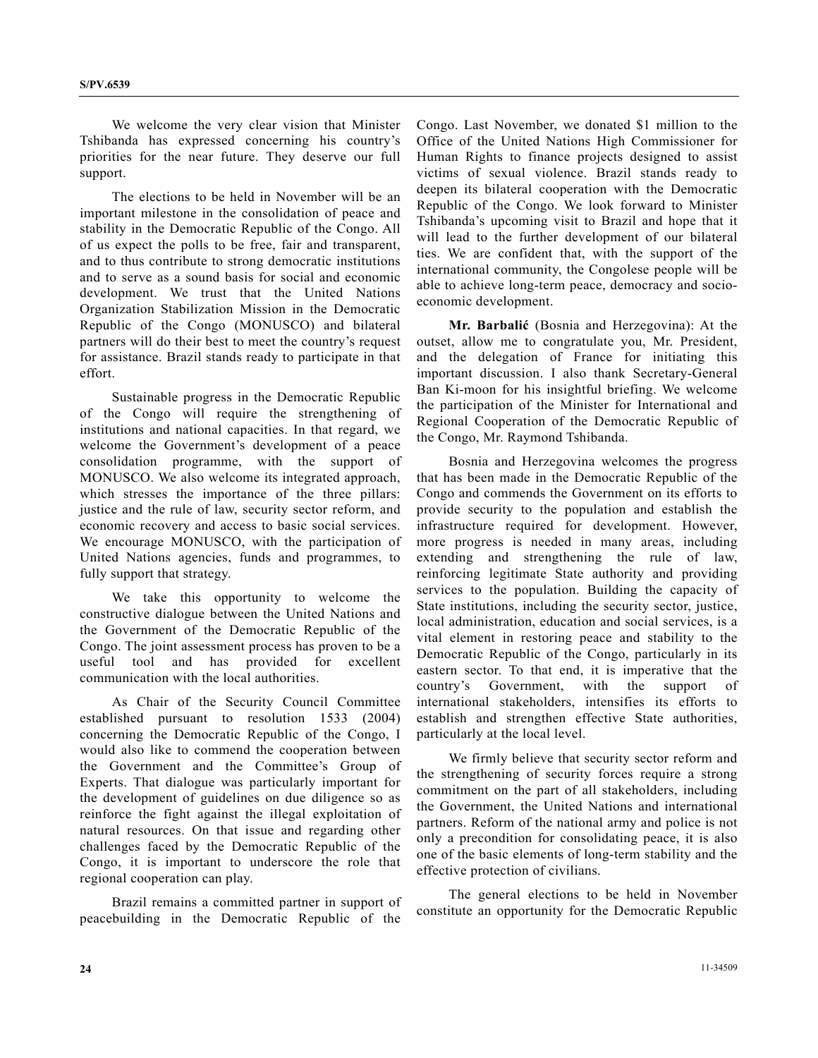We welcome the very clear vision that Minister Tshibanda has expressed concerning his country's priorities for the near future. They deserve our full support.

The elections to be held in November will be an important milestone in the consolidation of peace and stability in the Democratic Republic of the Congo. All of us expect the polls to be free, fair and transparent, and to thus contribute to strong democratic institutions and to serve as a sound basis for social and economic development. We trust that the United Nations Organization Stabilization Mission in the Democratic Republic of the Congo (MONUSCO) and bilateral partners will do their best to meet the country's request for assistance. Brazil stands ready to participate in that effort.

Sustainable progress in the Democratic Republic of the Congo will require the strengthening of institutions and national capacities. In that regard, we welcome the Government's development of a peace consolidation programme, with the support of MONUSCO. We also welcome its integrated approach, which stresses the importance of the three pillars: justice and the rule of law, security sector reform, and economic recovery and access to basic social services. We encourage MONUSCO, with the participation of United Nations agencies, funds and programmes, to fully support that strategy.

We take this opportunity to welcome the constructive dialogue between the United Nations and the Government of the Democratic Republic of the Congo. The joint assessment process has proven to be a useful tool and has provided for excellent communication with the local authorities.

As Chair of the Security Council Committee established pursuant to resolution 1533 (2004) concerning the Democratic Republic of the Congo, I would also like to commend the cooperation between the Government and the Committee's Group of Experts. That dialogue was particularly important for the development of guidelines on due diligence so as reinforce the fight against the illegal exploitation of natural resources. On that issue and regarding other challenges faced by the Democratic Republic of the Congo, it is important to underscore the role that regional cooperation can play.

Brazil remains a committed partner in support of peacebuilding in the Democratic Republic of the Congo. Last November, we donated $1 million to the Office of the United Nations High Commissioner for Human Rights to finance projects designed to assist victims of sexual violence. Brazil stands ready to deepen its bilateral cooperation with the Democratic Republic of the Congo. We look forward to Minister Tshibanda's upcoming visit to Brazil and hope that it will lead to the further development of our bilateral ties. We are confident that, with the support of the international community, the Congolese people will be able to achieve long-term peace, democracy and socio-economic development.

**Mr. Barbalić** (Bosnia and Herzegovina): At the outset, allow me to congratulate you, Mr. President, and the delegation of France for initiating this important discussion. I also thank Secretary-General Ban Ki-moon for his insightful briefing. We welcome the participation of the Minister for International and Regional Cooperation of the Democratic Republic of the Congo, Mr. Raymond Tshibanda.

Bosnia and Herzegovina welcomes the progress that has been made in the Democratic Republic of the Congo and commends the Government on its efforts to provide security to the population and establish the infrastructure required for development. However, more progress is needed in many areas, including extending and strengthening the rule of law, reinforcing legitimate State authority and providing services to the population. Building the capacity of State institutions, including the security sector, justice, local administration, education and social services, is a vital element in restoring peace and stability to the Democratic Republic of the Congo, particularly in its eastern sector. To that end, it is imperative that the country's Government, with the support of international stakeholders, intensifies its efforts to establish and strengthen effective State authorities, particularly at the local level.

We firmly believe that security sector reform and the strengthening of security forces require a strong commitment on the part of all stakeholders, including the Government, the United Nations and international partners. Reform of the national army and police is not only a precondition for consolidating peace, it is also one of the basic elements of long-term stability and the effective protection of civilians.

The general elections to be held in November constitute an opportunity for the Democratic Republic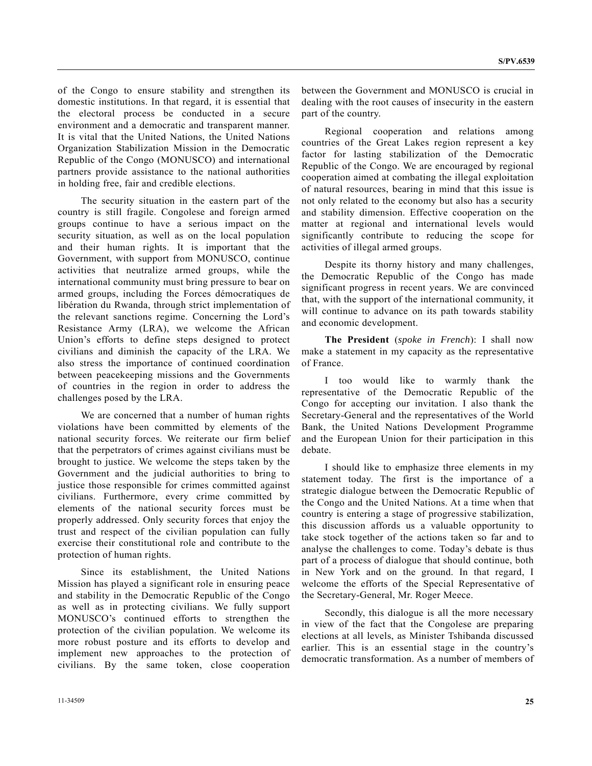of the Congo to ensure stability and strengthen its domestic institutions. In that regard, it is essential that the electoral process be conducted in a secure environment and a democratic and transparent manner. It is vital that the United Nations, the United Nations Organization Stabilization Mission in the Democratic Republic of the Congo (MONUSCO) and international partners provide assistance to the national authorities in holding free, fair and credible elections.

The security situation in the eastern part of the country is still fragile. Congolese and foreign armed groups continue to have a serious impact on the security situation, as well as on the local population and their human rights. It is important that the Government, with support from MONUSCO, continue activities that neutralize armed groups, while the international community must bring pressure to bear on armed groups, including the Forces démocratiques de libération du Rwanda, through strict implementation of the relevant sanctions regime. Concerning the Lord's Resistance Army (LRA), we welcome the African Union's efforts to define steps designed to protect civilians and diminish the capacity of the LRA. We also stress the importance of continued coordination between peacekeeping missions and the Governments of countries in the region in order to address the challenges posed by the LRA.

We are concerned that a number of human rights violations have been committed by elements of the national security forces. We reiterate our firm belief that the perpetrators of crimes against civilians must be brought to justice. We welcome the steps taken by the Government and the judicial authorities to bring to justice those responsible for crimes committed against civilians. Furthermore, every crime committed by elements of the national security forces must be properly addressed. Only security forces that enjoy the trust and respect of the civilian population can fully exercise their constitutional role and contribute to the protection of human rights.

Since its establishment, the United Nations Mission has played a significant role in ensuring peace and stability in the Democratic Republic of the Congo as well as in protecting civilians. We fully support MONUSCO's continued efforts to strengthen the protection of the civilian population. We welcome its more robust posture and its efforts to develop and implement new approaches to the protection of civilians. By the same token, close cooperation between the Government and MONUSCO is crucial in dealing with the root causes of insecurity in the eastern part of the country.

Regional cooperation and relations among countries of the Great Lakes region represent a key factor for lasting stabilization of the Democratic Republic of the Congo. We are encouraged by regional cooperation aimed at combating the illegal exploitation of natural resources, bearing in mind that this issue is not only related to the economy but also has a security and stability dimension. Effective cooperation on the matter at regional and international levels would significantly contribute to reducing the scope for activities of illegal armed groups.

Despite its thorny history and many challenges, the Democratic Republic of the Congo has made significant progress in recent years. We are convinced that, with the support of the international community, it will continue to advance on its path towards stability and economic development.

**The President** (*spoke in French*): I shall now make a statement in my capacity as the representative of France.

I too would like to warmly thank the representative of the Democratic Republic of the Congo for accepting our invitation. I also thank the Secretary-General and the representatives of the World Bank, the United Nations Development Programme and the European Union for their participation in this debate.

I should like to emphasize three elements in my statement today. The first is the importance of a strategic dialogue between the Democratic Republic of the Congo and the United Nations. At a time when that country is entering a stage of progressive stabilization, this discussion affords us a valuable opportunity to take stock together of the actions taken so far and to analyse the challenges to come. Today's debate is thus part of a process of dialogue that should continue, both in New York and on the ground. In that regard, I welcome the efforts of the Special Representative of the Secretary-General, Mr. Roger Meece.

Secondly, this dialogue is all the more necessary in view of the fact that the Congolese are preparing elections at all levels, as Minister Tshibanda discussed earlier. This is an essential stage in the country's democratic transformation. As a number of members of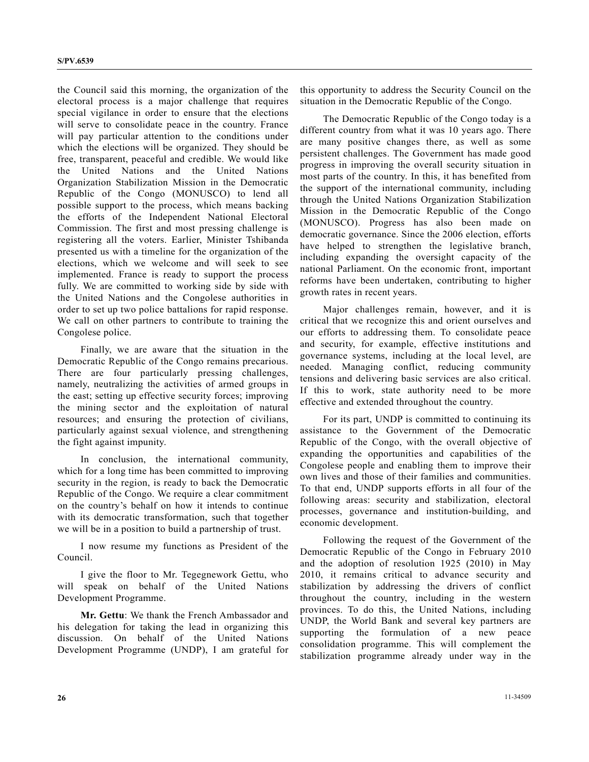the Council said this morning, the organization of the electoral process is a major challenge that requires special vigilance in order to ensure that the elections will serve to consolidate peace in the country. France will pay particular attention to the conditions under which the elections will be organized. They should be free, transparent, peaceful and credible. We would like the United Nations and the United Nations Organization Stabilization Mission in the Democratic Republic of the Congo (MONUSCO) to lend all possible support to the process, which means backing the efforts of the Independent National Electoral Commission. The first and most pressing challenge is registering all the voters. Earlier, Minister Tshibanda presented us with a timeline for the organization of the elections, which we welcome and will seek to see implemented. France is ready to support the process fully. We are committed to working side by side with the United Nations and the Congolese authorities in order to set up two police battalions for rapid response. We call on other partners to contribute to training the Congolese police.

Finally, we are aware that the situation in the Democratic Republic of the Congo remains precarious. There are four particularly pressing challenges, namely, neutralizing the activities of armed groups in the east; setting up effective security forces; improving the mining sector and the exploitation of natural resources; and ensuring the protection of civilians, particularly against sexual violence, and strengthening the fight against impunity.

In conclusion, the international community, which for a long time has been committed to improving security in the region, is ready to back the Democratic Republic of the Congo. We require a clear commitment on the country's behalf on how it intends to continue with its democratic transformation, such that together we will be in a position to build a partnership of trust.

I now resume my functions as President of the Council.

I give the floor to Mr. Tegegnework Gettu, who will speak on behalf of the United Nations Development Programme.

**Mr. Gettu**: We thank the French Ambassador and his delegation for taking the lead in organizing this discussion. On behalf of the United Nations Development Programme (UNDP), I am grateful for this opportunity to address the Security Council on the situation in the Democratic Republic of the Congo.

The Democratic Republic of the Congo today is a different country from what it was 10 years ago. There are many positive changes there, as well as some persistent challenges. The Government has made good progress in improving the overall security situation in most parts of the country. In this, it has benefited from the support of the international community, including through the United Nations Organization Stabilization Mission in the Democratic Republic of the Congo (MONUSCO). Progress has also been made on democratic governance. Since the 2006 election, efforts have helped to strengthen the legislative branch, including expanding the oversight capacity of the national Parliament. On the economic front, important reforms have been undertaken, contributing to higher growth rates in recent years.

Major challenges remain, however, and it is critical that we recognize this and orient ourselves and our efforts to addressing them. To consolidate peace and security, for example, effective institutions and governance systems, including at the local level, are needed. Managing conflict, reducing community tensions and delivering basic services are also critical. If this to work, state authority need to be more effective and extended throughout the country.

For its part, UNDP is committed to continuing its assistance to the Government of the Democratic Republic of the Congo, with the overall objective of expanding the opportunities and capabilities of the Congolese people and enabling them to improve their own lives and those of their families and communities. To that end, UNDP supports efforts in all four of the following areas: security and stabilization, electoral processes, governance and institution-building, and economic development.

Following the request of the Government of the Democratic Republic of the Congo in February 2010 and the adoption of resolution 1925 (2010) in May 2010, it remains critical to advance security and stabilization by addressing the drivers of conflict throughout the country, including in the western provinces. To do this, the United Nations, including UNDP, the World Bank and several key partners are supporting the formulation of a new peace consolidation programme. This will complement the stabilization programme already under way in the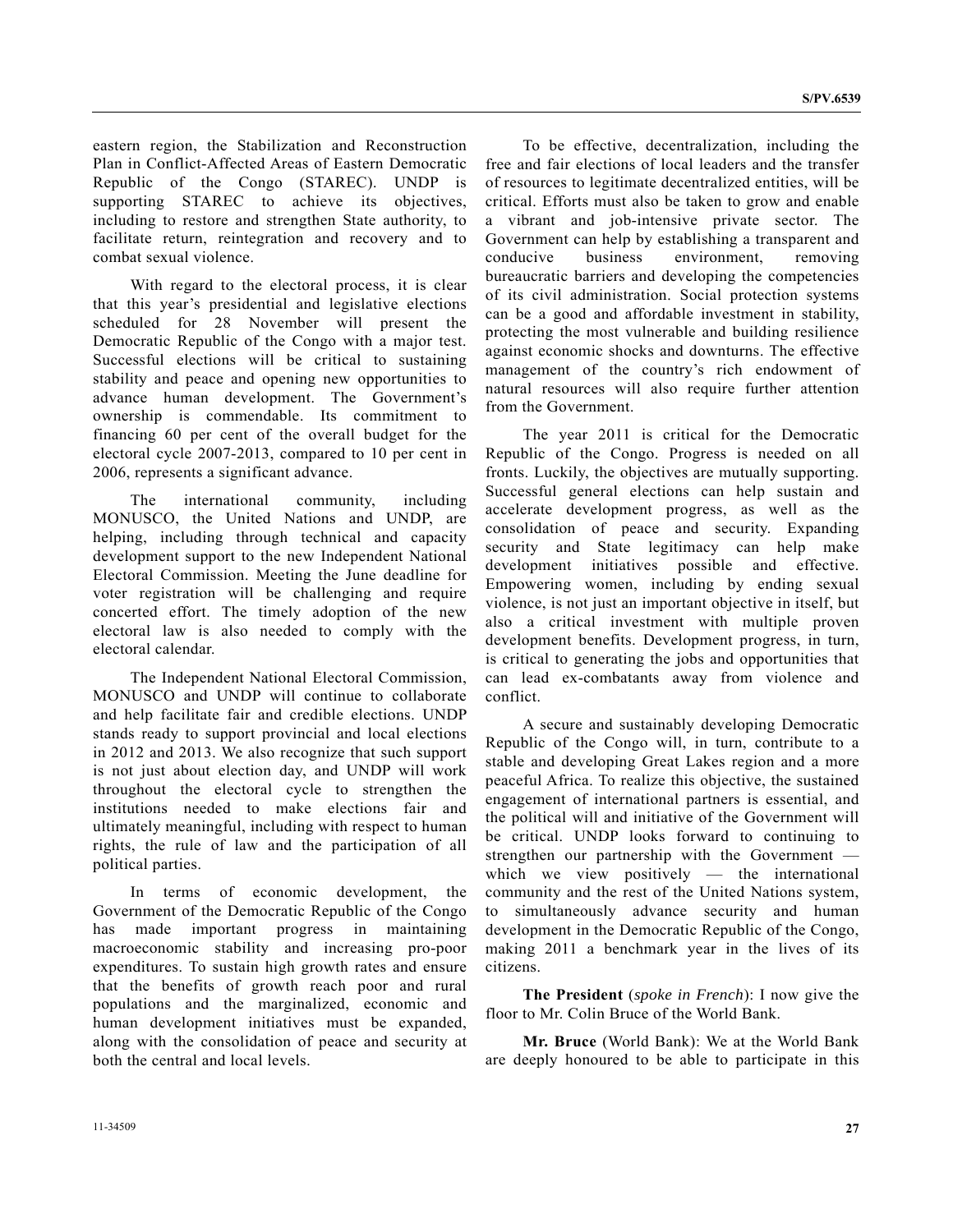eastern region, the Stabilization and Reconstruction Plan in Conflict-Affected Areas of Eastern Democratic Republic of the Congo (STAREC). UNDP is supporting STAREC to achieve its objectives, including to restore and strengthen State authority, to facilitate return, reintegration and recovery and to combat sexual violence.

With regard to the electoral process, it is clear that this year's presidential and legislative elections scheduled for 28 November will present the Democratic Republic of the Congo with a major test. Successful elections will be critical to sustaining stability and peace and opening new opportunities to advance human development. The Government's ownership is commendable. Its commitment to financing 60 per cent of the overall budget for the electoral cycle 2007-2013, compared to 10 per cent in 2006, represents a significant advance.

The international community, including MONUSCO, the United Nations and UNDP, are helping, including through technical and capacity development support to the new Independent National Electoral Commission. Meeting the June deadline for voter registration will be challenging and require concerted effort. The timely adoption of the new electoral law is also needed to comply with the electoral calendar.

The Independent National Electoral Commission, MONUSCO and UNDP will continue to collaborate and help facilitate fair and credible elections. UNDP stands ready to support provincial and local elections in 2012 and 2013. We also recognize that such support is not just about election day, and UNDP will work throughout the electoral cycle to strengthen the institutions needed to make elections fair and ultimately meaningful, including with respect to human rights, the rule of law and the participation of all political parties.

In terms of economic development, the Government of the Democratic Republic of the Congo has made important progress in maintaining macroeconomic stability and increasing pro-poor expenditures. To sustain high growth rates and ensure that the benefits of growth reach poor and rural populations and the marginalized, economic and human development initiatives must be expanded, along with the consolidation of peace and security at both the central and local levels.

To be effective, decentralization, including the free and fair elections of local leaders and the transfer of resources to legitimate decentralized entities, will be critical. Efforts must also be taken to grow and enable a vibrant and job-intensive private sector. The Government can help by establishing a transparent and conducive business environment, removing bureaucratic barriers and developing the competencies of its civil administration. Social protection systems can be a good and affordable investment in stability, protecting the most vulnerable and building resilience against economic shocks and downturns. The effective management of the country's rich endowment of natural resources will also require further attention from the Government.

The year 2011 is critical for the Democratic Republic of the Congo. Progress is needed on all fronts. Luckily, the objectives are mutually supporting. Successful general elections can help sustain and accelerate development progress, as well as the consolidation of peace and security. Expanding security and State legitimacy can help make development initiatives possible and effective. Empowering women, including by ending sexual violence, is not just an important objective in itself, but also a critical investment with multiple proven development benefits. Development progress, in turn, is critical to generating the jobs and opportunities that can lead ex-combatants away from violence and conflict.

A secure and sustainably developing Democratic Republic of the Congo will, in turn, contribute to a stable and developing Great Lakes region and a more peaceful Africa. To realize this objective, the sustained engagement of international partners is essential, and the political will and initiative of the Government will be critical. UNDP looks forward to continuing to strengthen our partnership with the Government — which we view positively — the international community and the rest of the United Nations system, to simultaneously advance security and human development in the Democratic Republic of the Congo, making 2011 a benchmark year in the lives of its citizens.

**The President** (*spoke in French*): I now give the floor to Mr. Colin Bruce of the World Bank.

**Mr. Bruce** (World Bank): We at the World Bank are deeply honoured to be able to participate in this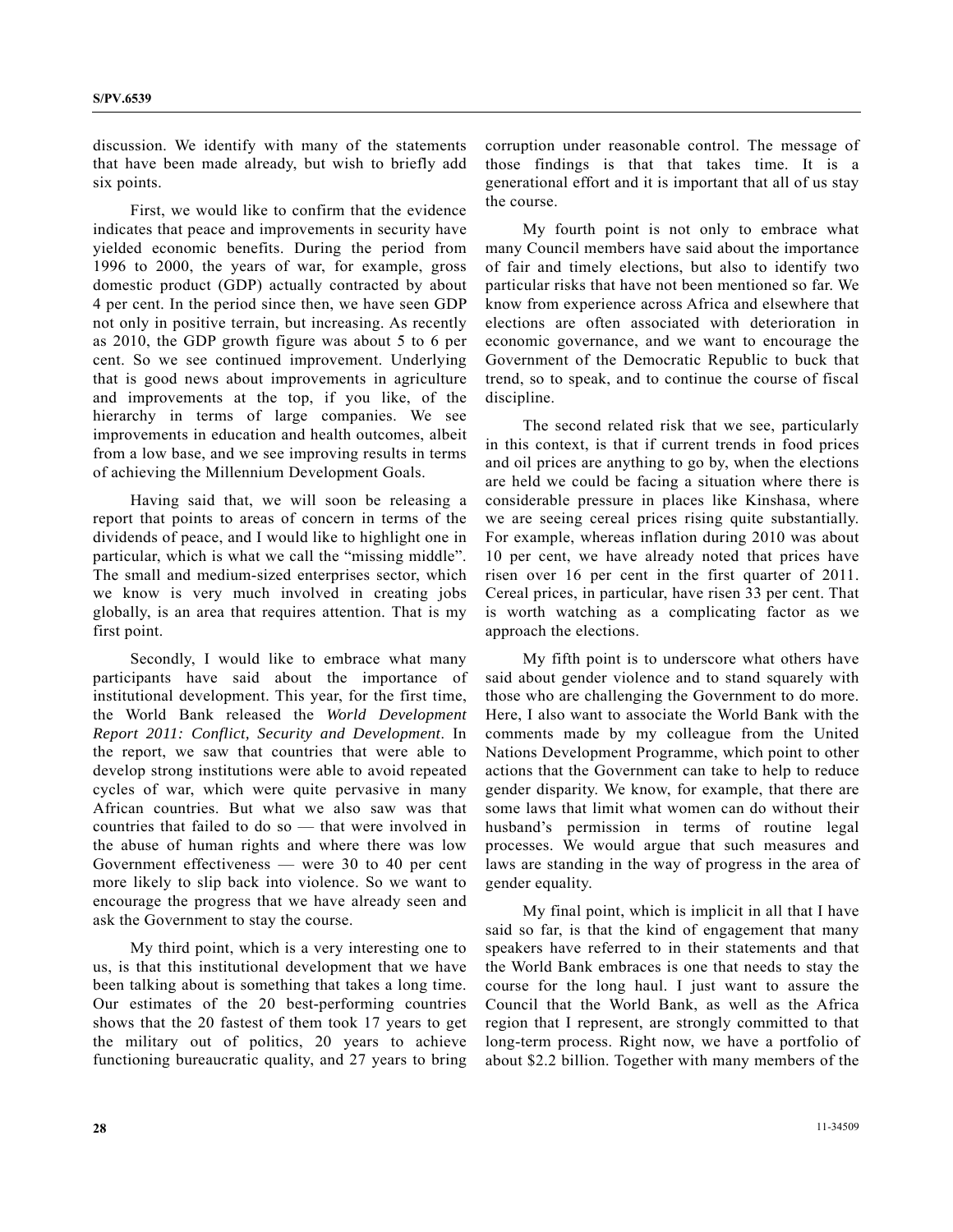discussion. We identify with many of the statements that have been made already, but wish to briefly add six points.

First, we would like to confirm that the evidence indicates that peace and improvements in security have yielded economic benefits. During the period from 1996 to 2000, the years of war, for example, gross domestic product (GDP) actually contracted by about 4 per cent. In the period since then, we have seen GDP not only in positive terrain, but increasing. As recently as 2010, the GDP growth figure was about 5 to 6 per cent. So we see continued improvement. Underlying that is good news about improvements in agriculture and improvements at the top, if you like, of the hierarchy in terms of large companies. We see improvements in education and health outcomes, albeit from a low base, and we see improving results in terms of achieving the Millennium Development Goals.

Having said that, we will soon be releasing a report that points to areas of concern in terms of the dividends of peace, and I would like to highlight one in particular, which is what we call the "missing middle". The small and medium-sized enterprises sector, which we know is very much involved in creating jobs globally, is an area that requires attention. That is my first point.

Secondly, I would like to embrace what many participants have said about the importance of institutional development. This year, for the first time, the World Bank released the *World Development Report 2011: Conflict, Security and Development*. In the report, we saw that countries that were able to develop strong institutions were able to avoid repeated cycles of war, which were quite pervasive in many African countries. But what we also saw was that countries that failed to do so — that were involved in the abuse of human rights and where there was low Government effectiveness — were 30 to 40 per cent more likely to slip back into violence. So we want to encourage the progress that we have already seen and ask the Government to stay the course.

My third point, which is a very interesting one to us, is that this institutional development that we have been talking about is something that takes a long time. Our estimates of the 20 best-performing countries shows that the 20 fastest of them took 17 years to get the military out of politics, 20 years to achieve functioning bureaucratic quality, and 27 years to bring corruption under reasonable control. The message of those findings is that that takes time. It is a generational effort and it is important that all of us stay the course.

My fourth point is not only to embrace what many Council members have said about the importance of fair and timely elections, but also to identify two particular risks that have not been mentioned so far. We know from experience across Africa and elsewhere that elections are often associated with deterioration in economic governance, and we want to encourage the Government of the Democratic Republic to buck that trend, so to speak, and to continue the course of fiscal discipline.

The second related risk that we see, particularly in this context, is that if current trends in food prices and oil prices are anything to go by, when the elections are held we could be facing a situation where there is considerable pressure in places like Kinshasa, where we are seeing cereal prices rising quite substantially. For example, whereas inflation during 2010 was about 10 per cent, we have already noted that prices have risen over 16 per cent in the first quarter of 2011. Cereal prices, in particular, have risen 33 per cent. That is worth watching as a complicating factor as we approach the elections.

My fifth point is to underscore what others have said about gender violence and to stand squarely with those who are challenging the Government to do more. Here, I also want to associate the World Bank with the comments made by my colleague from the United Nations Development Programme, which point to other actions that the Government can take to help to reduce gender disparity. We know, for example, that there are some laws that limit what women can do without their husband's permission in terms of routine legal processes. We would argue that such measures and laws are standing in the way of progress in the area of gender equality.

My final point, which is implicit in all that I have said so far, is that the kind of engagement that many speakers have referred to in their statements and that the World Bank embraces is one that needs to stay the course for the long haul. I just want to assure the Council that the World Bank, as well as the Africa region that I represent, are strongly committed to that long-term process. Right now, we have a portfolio of about $2.2 billion. Together with many members of the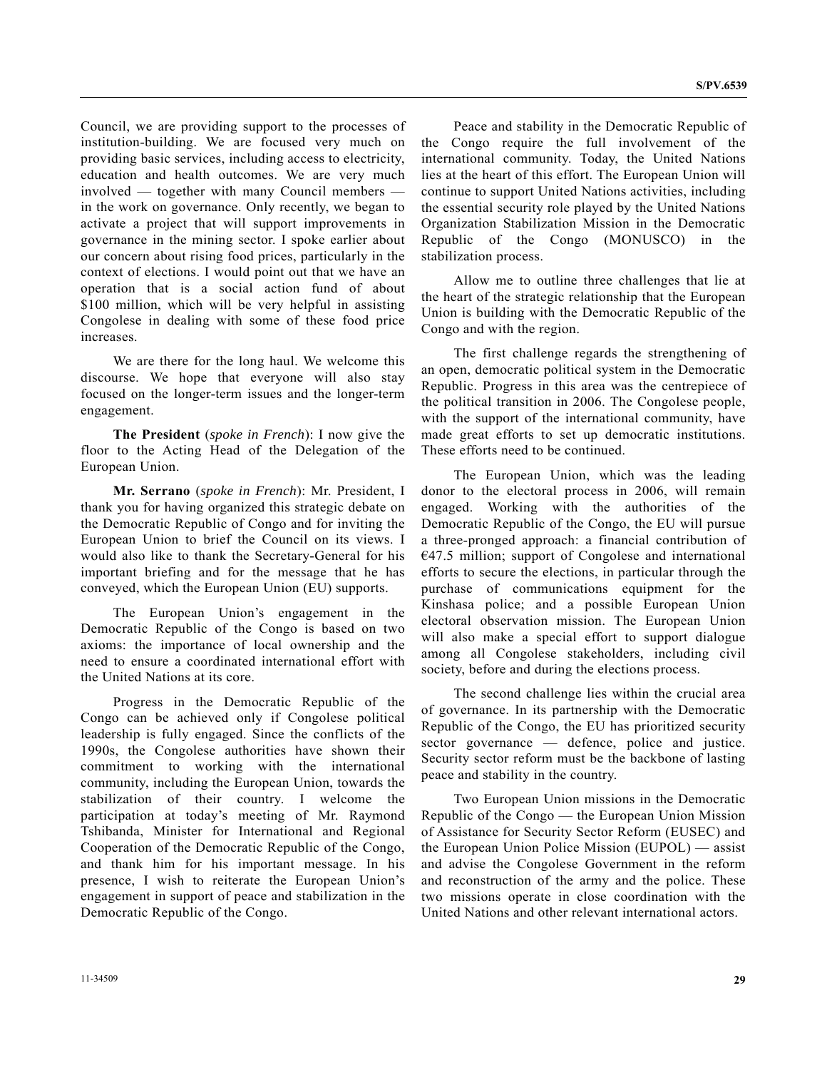Council, we are providing support to the processes of institution-building. We are focused very much on providing basic services, including access to electricity, education and health outcomes. We are very much involved — together with many Council members — in the work on governance. Only recently, we began to activate a project that will support improvements in governance in the mining sector. I spoke earlier about our concern about rising food prices, particularly in the context of elections. I would point out that we have an operation that is a social action fund of about \$100 million, which will be very helpful in assisting Congolese in dealing with some of these food price increases.

We are there for the long haul. We welcome this discourse. We hope that everyone will also stay focused on the longer-term issues and the longer-term engagement.

**The President** (*spoke in French*): I now give the floor to the Acting Head of the Delegation of the European Union.

**Mr. Serrano** (*spoke in French*): Mr. President, I thank you for having organized this strategic debate on the Democratic Republic of the Congo and for inviting the European Union to brief the Council on its views. I would also like to thank the Secretary-General for his important briefing and for the message that he has conveyed, which the European Union (EU) supports.

The European Union's engagement in the Democratic Republic of the Congo is based on two axioms: the importance of local ownership and the need to ensure a coordinated international effort with the United Nations at its core.

Progress in the Democratic Republic of the Congo can be achieved only if Congolese political leadership is fully engaged. Since the conflicts of the 1990s, the Congolese authorities have shown their commitment to working with the international community, including the European Union, towards the stabilization of their country. I welcome the participation at today's meeting of Mr. Raymond Tshibanda, Minister for International and Regional Cooperation of the Democratic Republic of the Congo, and thank him for his important message. In his presence, I wish to reiterate the European Union's engagement in support of peace and stabilization in the Democratic Republic of the Congo.

Peace and stability in the Democratic Republic of the Congo require the full involvement of the international community. Today, the United Nations lies at the heart of this effort. The European Union will continue to support United Nations activities, including the essential security role played by the United Nations Organization Stabilization Mission in the Democratic Republic of the Congo (MONUSCO) in the stabilization process.

Allow me to outline three challenges that lie at the heart of the strategic relationship that the European Union is building with the Democratic Republic of the Congo and with the region.

The first challenge regards the strengthening of an open, democratic political system in the Democratic Republic. Progress in this area was the centrepiece of the political transition in 2006. The Congolese people, with the support of the international community, have made great efforts to set up democratic institutions. These efforts need to be continued.

The European Union, which was the leading donor to the electoral process in 2006, will remain engaged. Working with the authorities of the Democratic Republic of the Congo, the EU will pursue a three-pronged approach: a financial contribution of €47.5 million; support of Congolese and international efforts to secure the elections, in particular through the purchase of communications equipment for the Kinshasa police; and a possible European Union electoral observation mission. The European Union will also make a special effort to support dialogue among all Congolese stakeholders, including civil society, before and during the elections process.

The second challenge lies within the crucial area of governance. In its partnership with the Democratic Republic of the Congo, the EU has prioritized security sector governance — defence, police and justice. Security sector reform must be the backbone of lasting peace and stability in the country.

Two European Union missions in the Democratic Republic of the Congo — the European Union Mission of Assistance for Security Sector Reform (EUSEC) and the European Union Police Mission (EUPOL) — assist and advise the Congolese Government in the reform and reconstruction of the army and the police. These two missions operate in close coordination with the United Nations and other relevant international actors.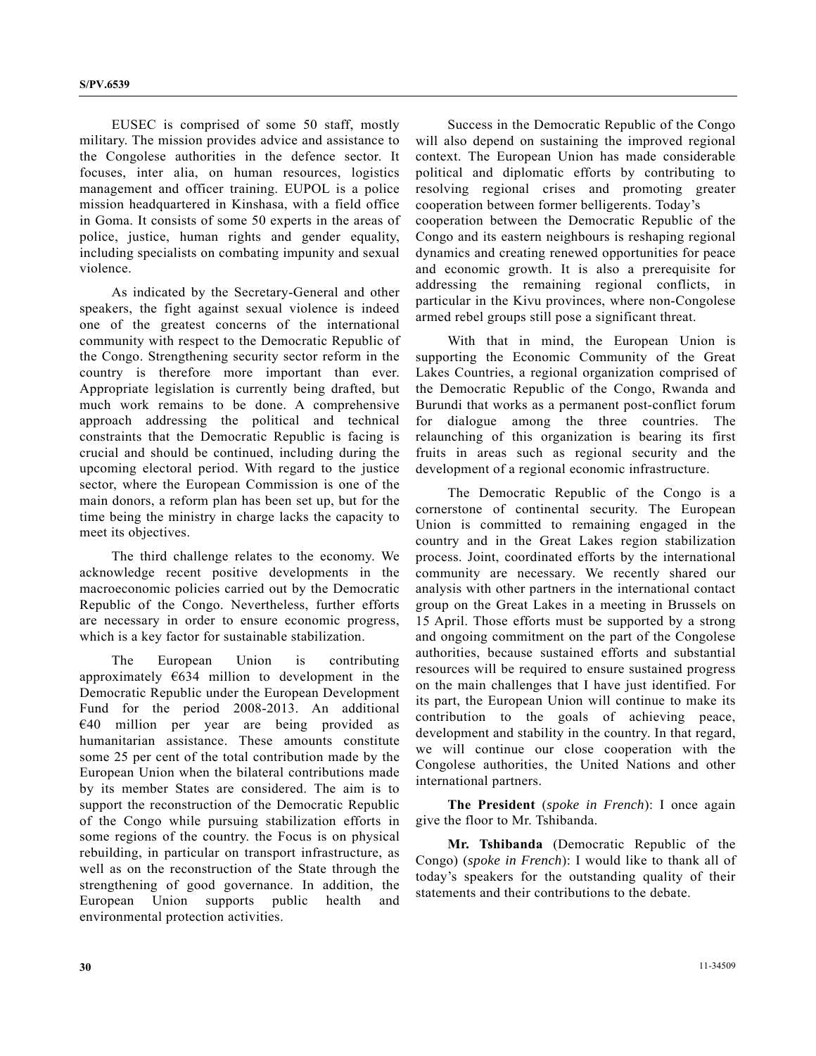EUSEC is comprised of some 50 staff, mostly military. The mission provides advice and assistance to the Congolese authorities in the defence sector. It focuses, inter alia, on human resources, logistics management and officer training. EUPOL is a police mission headquartered in Kinshasa, with a field office in Goma. It consists of some 50 experts in the areas of police, justice, human rights and gender equality, including specialists on combating impunity and sexual violence.

As indicated by the Secretary-General and other speakers, the fight against sexual violence is indeed one of the greatest concerns of the international community with respect to the Democratic Republic of the Congo. Strengthening security sector reform in the country is therefore more important than ever. Appropriate legislation is currently being drafted, but much work remains to be done. A comprehensive approach addressing the political and technical constraints that the Democratic Republic is facing is crucial and should be continued, including during the upcoming electoral period. With regard to the justice sector, where the European Commission is one of the main donors, a reform plan has been set up, but for the time being the ministry in charge lacks the capacity to meet its objectives.

The third challenge relates to the economy. We acknowledge recent positive developments in the macroeconomic policies carried out by the Democratic Republic of the Congo. Nevertheless, further efforts are necessary in order to ensure economic progress, which is a key factor for sustainable stabilization.

The European Union is contributing approximately €634 million to development in the Democratic Republic under the European Development Fund for the period 2008-2013. An additional €40 million per year are being provided as humanitarian assistance. These amounts constitute some 25 per cent of the total contribution made by the European Union when the bilateral contributions made by its member States are considered. The aim is to support the reconstruction of the Democratic Republic of the Congo while pursuing stabilization efforts in some regions of the country. the Focus is on physical rebuilding, in particular on transport infrastructure, as well as on the reconstruction of the State through the strengthening of good governance. In addition, the European Union supports public health and environmental protection activities.

Success in the Democratic Republic of the Congo will also depend on sustaining the improved regional context. The European Union has made considerable political and diplomatic efforts by contributing to resolving regional crises and promoting greater cooperation between former belligerents. Today's cooperation between the Democratic Republic of the Congo and its eastern neighbours is reshaping regional dynamics and creating renewed opportunities for peace and economic growth. It is also a prerequisite for addressing the remaining regional conflicts, in particular in the Kivu provinces, where non-Congolese armed rebel groups still pose a significant threat.

With that in mind, the European Union is supporting the Economic Community of the Great Lakes Countries, a regional organization comprised of the Democratic Republic of the Congo, Rwanda and Burundi that works as a permanent post-conflict forum for dialogue among the three countries. The relaunching of this organization is bearing its first fruits in areas such as regional security and the development of a regional economic infrastructure.

The Democratic Republic of the Congo is a cornerstone of continental security. The European Union is committed to remaining engaged in the country and in the Great Lakes region stabilization process. Joint, coordinated efforts by the international community are necessary. We recently shared our analysis with other partners in the international contact group on the Great Lakes in a meeting in Brussels on 15 April. Those efforts must be supported by a strong and ongoing commitment on the part of the Congolese authorities, because sustained efforts and substantial resources will be required to ensure sustained progress on the main challenges that I have just identified. For its part, the European Union will continue to make its contribution to the goals of achieving peace, development and stability in the country. In that regard, we will continue our close cooperation with the Congolese authorities, the United Nations and other international partners.

**The President** (*spoke in French*): I once again give the floor to Mr. Tshibanda.

**Mr. Tshibanda** (Democratic Republic of the Congo) (*spoke in French*): I would like to thank all of today's speakers for the outstanding quality of their statements and their contributions to the debate.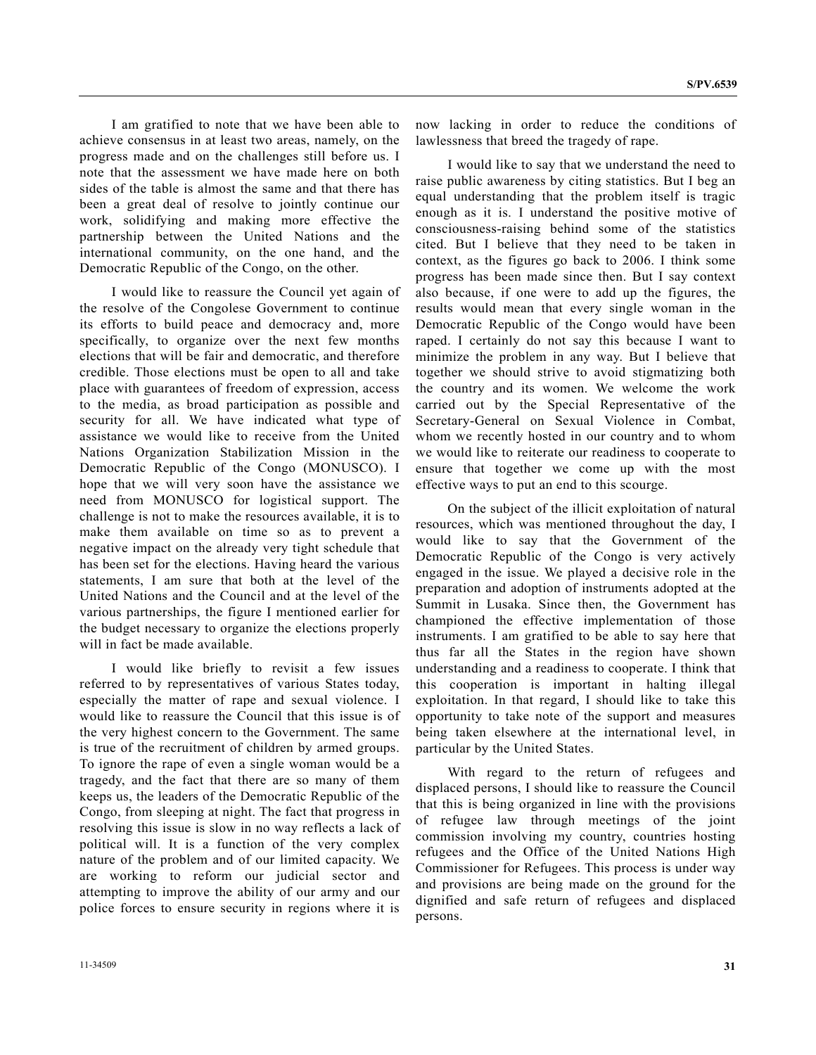I am gratified to note that we have been able to achieve consensus in at least two areas, namely, on the progress made and on the challenges still before us. I note that the assessment we have made here on both sides of the table is almost the same and that there has been a great deal of resolve to jointly continue our work, solidifying and making more effective the partnership between the United Nations and the international community, on the one hand, and the Democratic Republic of the Congo, on the other.

I would like to reassure the Council yet again of the resolve of the Congolese Government to continue its efforts to build peace and democracy and, more specifically, to organize over the next few months elections that will be fair and democratic, and therefore credible. Those elections must be open to all and take place with guarantees of freedom of expression, access to the media, as broad participation as possible and security for all. We have indicated what type of assistance we would like to receive from the United Nations Organization Stabilization Mission in the Democratic Republic of the Congo (MONUSCO). I hope that we will very soon have the assistance we need from MONUSCO for logistical support. The challenge is not to make the resources available, it is to make them available on time so as to prevent a negative impact on the already very tight schedule that has been set for the elections. Having heard the various statements, I am sure that both at the level of the United Nations and the Council and at the level of the various partnerships, the figure I mentioned earlier for the budget necessary to organize the elections properly will in fact be made available.

I would like briefly to revisit a few issues referred to by representatives of various States today, especially the matter of rape and sexual violence. I would like to reassure the Council that this issue is of the very highest concern to the Government. The same is true of the recruitment of children by armed groups. To ignore the rape of even a single woman would be a tragedy, and the fact that there are so many of them keeps us, the leaders of the Democratic Republic of the Congo, from sleeping at night. The fact that progress in resolving this issue is slow in no way reflects a lack of political will. It is a function of the very complex nature of the problem and of our limited capacity. We are working to reform our judicial sector and attempting to improve the ability of our army and our police forces to ensure security in regions where it is now lacking in order to reduce the conditions of lawlessness that breed the tragedy of rape.

I would like to say that we understand the need to raise public awareness by citing statistics. But I beg an equal understanding that the problem itself is tragic enough as it is. I understand the positive motive of consciousness-raising behind some of the statistics cited. But I believe that they need to be taken in context, as the figures go back to 2006. I think some progress has been made since then. But I say context also because, if one were to add up the figures, the results would mean that every single woman in the Democratic Republic of the Congo would have been raped. I certainly do not say this because I want to minimize the problem in any way. But I believe that together we should strive to avoid stigmatizing both the country and its women. We welcome the work carried out by the Special Representative of the Secretary-General on Sexual Violence in Combat, whom we recently hosted in our country and to whom we would like to reiterate our readiness to cooperate to ensure that together we come up with the most effective ways to put an end to this scourge.

On the subject of the illicit exploitation of natural resources, which was mentioned throughout the day, I would like to say that the Government of the Democratic Republic of the Congo is very actively engaged in the issue. We played a decisive role in the preparation and adoption of instruments adopted at the Summit in Lusaka. Since then, the Government has championed the effective implementation of those instruments. I am gratified to be able to say here that thus far all the States in the region have shown understanding and a readiness to cooperate. I think that this cooperation is important in halting illegal exploitation. In that regard, I should like to take this opportunity to take note of the support and measures being taken elsewhere at the international level, in particular by the United States.

With regard to the return of refugees and displaced persons, I should like to reassure the Council that this is being organized in line with the provisions of refugee law through meetings of the joint commission involving my country, countries hosting refugees and the Office of the United Nations High Commissioner for Refugees. This process is under way and provisions are being made on the ground for the dignified and safe return of refugees and displaced persons.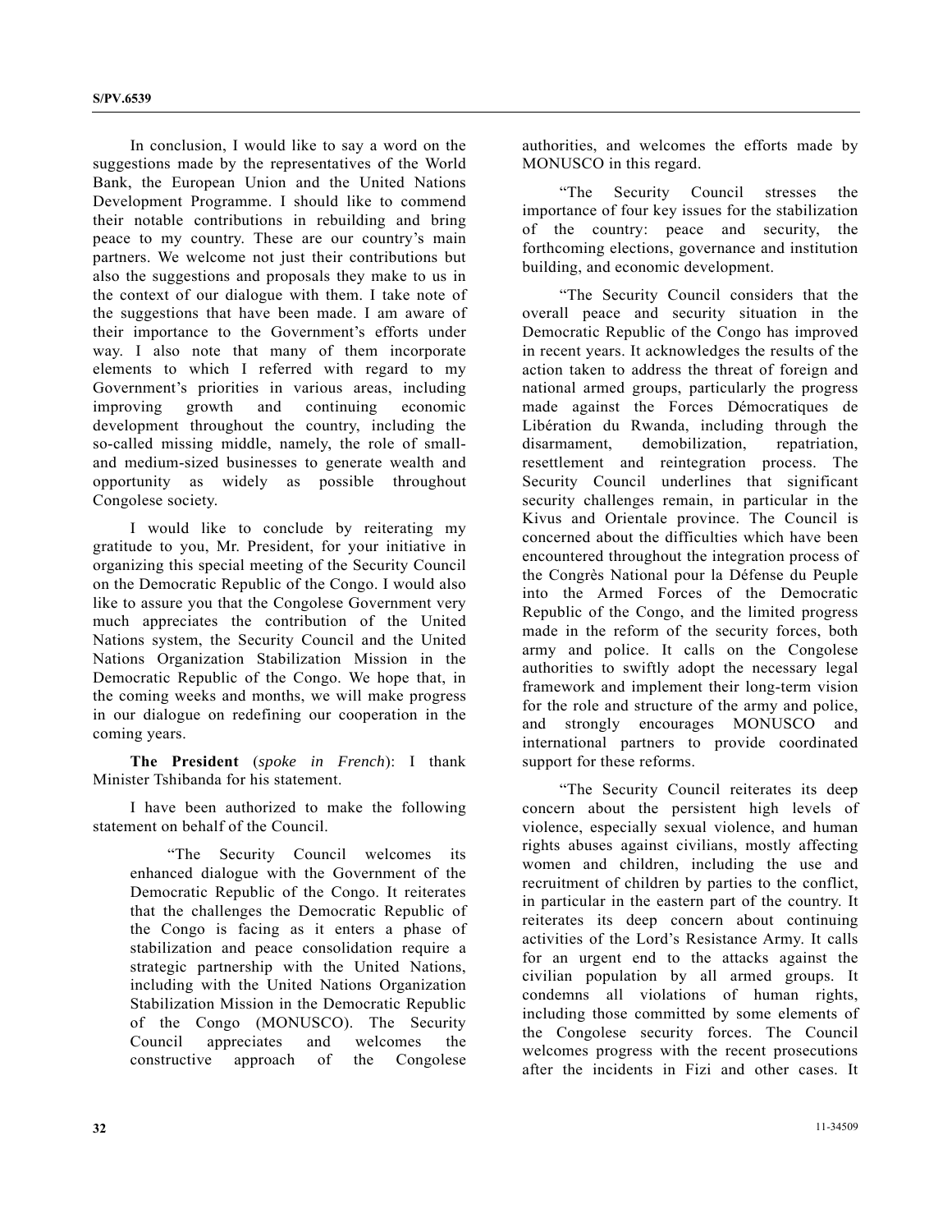In conclusion, I would like to say a word on the suggestions made by the representatives of the World Bank, the European Union and the United Nations Development Programme. I should like to commend their notable contributions in rebuilding and bring peace to my country. These are our country's main partners. We welcome not just their contributions but also the suggestions and proposals they make to us in the context of our dialogue with them. I take note of the suggestions that have been made. I am aware of their importance to the Government's efforts under way. I also note that many of them incorporate elements to which I referred with regard to my Government's priorities in various areas, including improving growth and continuing economic development throughout the country, including the so-called missing middle, namely, the role of small- and medium-sized businesses to generate wealth and opportunity as widely as possible throughout Congolese society.

I would like to conclude by reiterating my gratitude to you, Mr. President, for your initiative in organizing this special meeting of the Security Council on the Democratic Republic of the Congo. I would also like to assure you that the Congolese Government very much appreciates the contribution of the United Nations system, the Security Council and the United Nations Organization Stabilization Mission in the Democratic Republic of the Congo. We hope that, in the coming weeks and months, we will make progress in our dialogue on redefining our cooperation in the coming years.

**The President** (*spoke in French*): I thank Minister Tshibanda for his statement.

I have been authorized to make the following statement on behalf of the Council.

> "The Security Council welcomes its enhanced dialogue with the Government of the Democratic Republic of the Congo. It reiterates that the challenges the Democratic Republic of the Congo is facing as it enters a phase of stabilization and peace consolidation require a strategic partnership with the United Nations, including with the United Nations Organization Stabilization Mission in the Democratic Republic of the Congo (MONUSCO). The Security Council appreciates and welcomes the constructive approach of the Congolese authorities, and welcomes the efforts made by MONUSCO in this regard.
>
> "The Security Council stresses the importance of four key issues for the stabilization of the country: peace and security, the forthcoming elections, governance and institution building, and economic development.
>
> "The Security Council considers that the overall peace and security situation in the Democratic Republic of the Congo has improved in recent years. It acknowledges the results of the action taken to address the threat of foreign and national armed groups, particularly the progress made against the Forces Démocratiques de Libération du Rwanda, including through the disarmament, demobilization, repatriation, resettlement and reintegration process. The Security Council underlines that significant security challenges remain, in particular in the Kivus and Orientale province. The Council is concerned about the difficulties which have been encountered throughout the integration process of the Congrès National pour la Défense du Peuple into the Armed Forces of the Democratic Republic of the Congo, and the limited progress made in the reform of the security forces, both army and police. It calls on the Congolese authorities to swiftly adopt the necessary legal framework and implement their long-term vision for the role and structure of the army and police, and strongly encourages MONUSCO and international partners to provide coordinated support for these reforms.
>
> "The Security Council reiterates its deep concern about the persistent high levels of violence, especially sexual violence, and human rights abuses against civilians, mostly affecting women and children, including the use and recruitment of children by parties to the conflict, in particular in the eastern part of the country. It reiterates its deep concern about continuing activities of the Lord's Resistance Army. It calls for an urgent end to the attacks against the civilian population by all armed groups. It condemns all violations of human rights, including those committed by some elements of the Congolese security forces. The Council welcomes progress with the recent prosecutions after the incidents in Fizi and other cases. It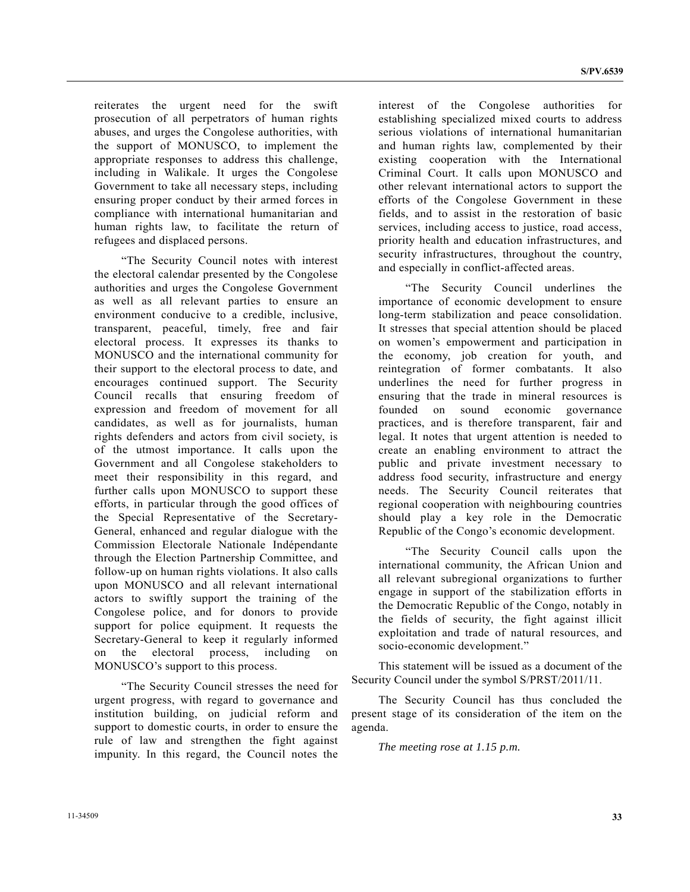reiterates the urgent need for the swift prosecution of all perpetrators of human rights abuses, and urges the Congolese authorities, with the support of MONUSCO, to implement the appropriate responses to address this challenge, including in Walikale. It urges the Congolese Government to take all necessary steps, including ensuring proper conduct by their armed forces in compliance with international humanitarian and human rights law, to facilitate the return of refugees and displaced persons.

"The Security Council notes with interest the electoral calendar presented by the Congolese authorities and urges the Congolese Government as well as all relevant parties to ensure an environment conducive to a credible, inclusive, transparent, peaceful, timely, free and fair electoral process. It expresses its thanks to MONUSCO and the international community for their support to the electoral process to date, and encourages continued support. The Security Council recalls that ensuring freedom of expression and freedom of movement for all candidates, as well as for journalists, human rights defenders and actors from civil society, is of the utmost importance. It calls upon the Government and all Congolese stakeholders to meet their responsibility in this regard, and further calls upon MONUSCO to support these efforts, in particular through the good offices of the Special Representative of the Secretary-General, enhanced and regular dialogue with the Commission Electorale Nationale Indépendante through the Election Partnership Committee, and follow-up on human rights violations. It also calls upon MONUSCO and all relevant international actors to swiftly support the training of the Congolese police, and for donors to provide support for police equipment. It requests the Secretary-General to keep it regularly informed on the electoral process, including on MONUSCO's support to this process.

"The Security Council stresses the need for urgent progress, with regard to governance and institution building, on judicial reform and support to domestic courts, in order to ensure the rule of law and strengthen the fight against impunity. In this regard, the Council notes the interest of the Congolese authorities for establishing specialized mixed courts to address serious violations of international humanitarian and human rights law, complemented by their existing cooperation with the International Criminal Court. It calls upon MONUSCO and other relevant international actors to support the efforts of the Congolese Government in these fields, and to assist in the restoration of basic services, including access to justice, road access, priority health and education infrastructures, and security infrastructures, throughout the country, and especially in conflict-affected areas.

"The Security Council underlines the importance of economic development to ensure long-term stabilization and peace consolidation. It stresses that special attention should be placed on women's empowerment and participation in the economy, job creation for youth, and reintegration of former combatants. It also underlines the need for further progress in ensuring that the trade in mineral resources is founded on sound economic governance practices, and is therefore transparent, fair and legal. It notes that urgent attention is needed to create an enabling environment to attract the public and private investment necessary to address food security, infrastructure and energy needs. The Security Council reiterates that regional cooperation with neighbouring countries should play a key role in the Democratic Republic of the Congo's economic development.

"The Security Council calls upon the international community, the African Union and all relevant subregional organizations to further engage in support of the stabilization efforts in the Democratic Republic of the Congo, notably in the fields of security, the fight against illicit exploitation and trade of natural resources, and socio-economic development."

This statement will be issued as a document of the Security Council under the symbol S/PRST/2011/11.

The Security Council has thus concluded the present stage of its consideration of the item on the agenda.

*The meeting rose at 1.15 p.m.*